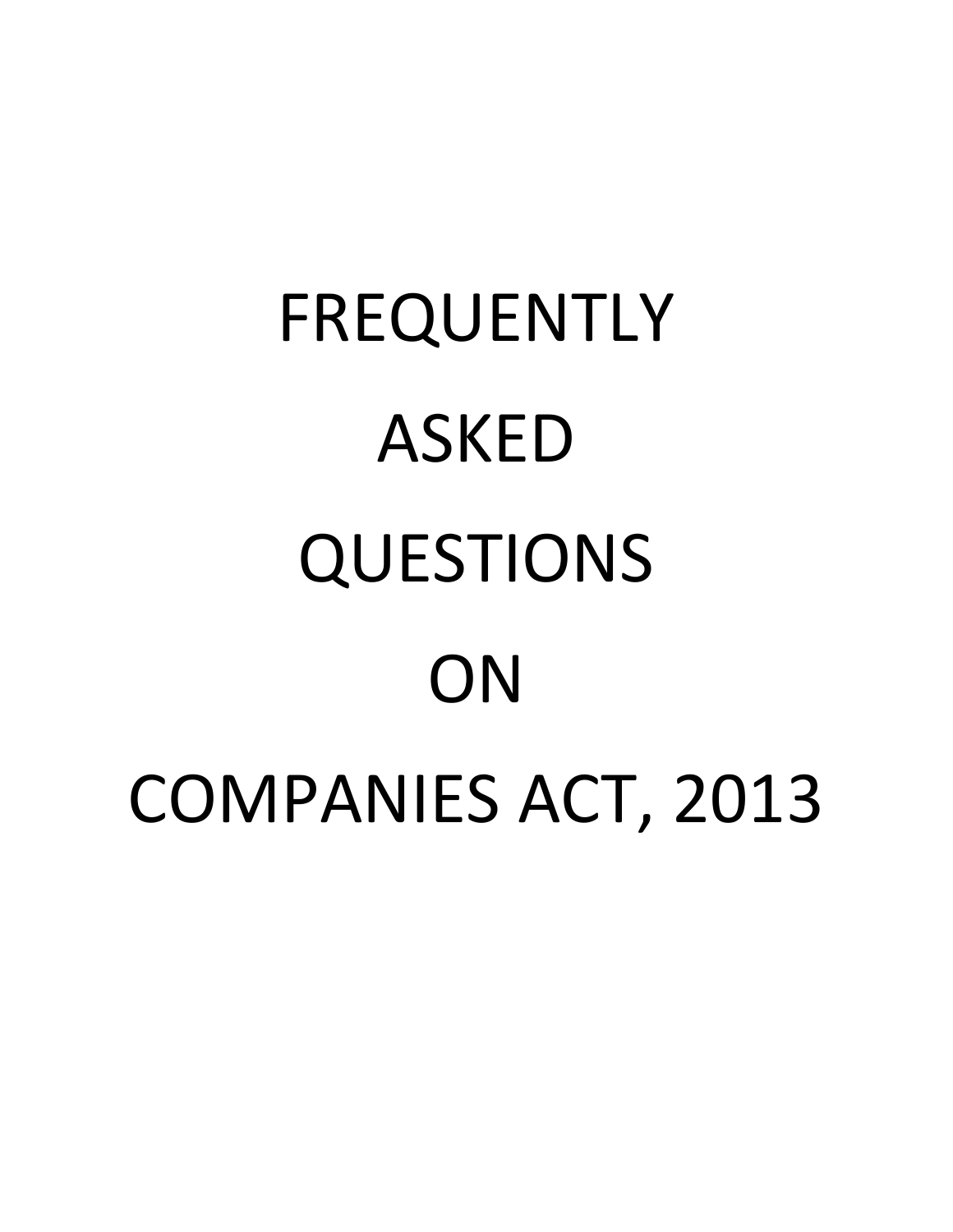# FREQUENTLY ASKED QUESTIONS ON COMPANIES ACT, 2013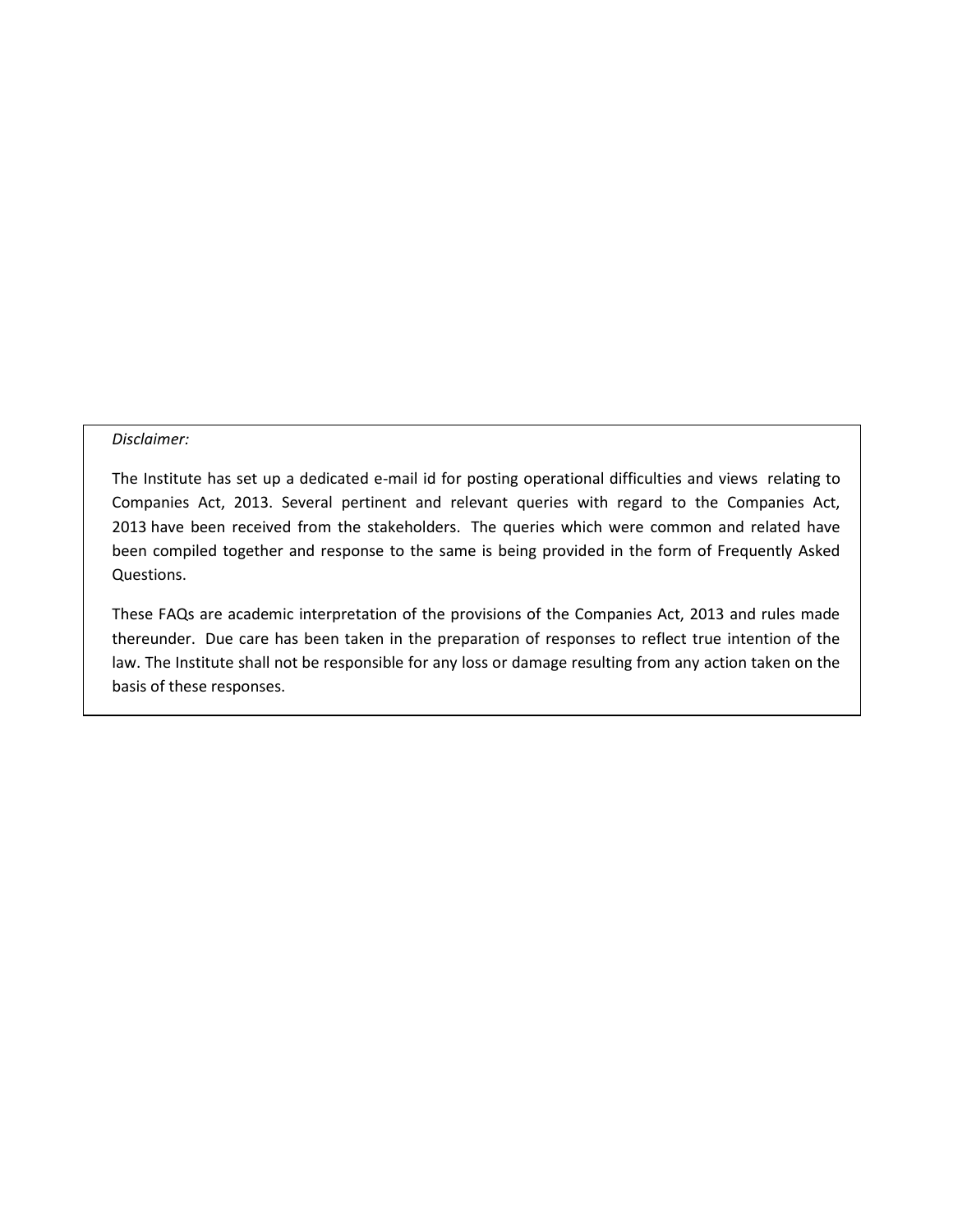*Disclaimer:*

The Institute has set up a dedicated e-mail id for posting operational difficulties and views relating to Companies Act, 2013. Several pertinent and relevant queries with regard to the Companies Act, 2013 have been received from the stakeholders. The queries which were common and related have been compiled together and response to the same is being provided in the form of Frequently Asked Questions.

These FAQs are academic interpretation of the provisions of the Companies Act, 2013 and rules made thereunder. Due care has been taken in the preparation of responses to reflect true intention of the law. The Institute shall not be responsible for any loss or damage resulting from any action taken on the basis of these responses.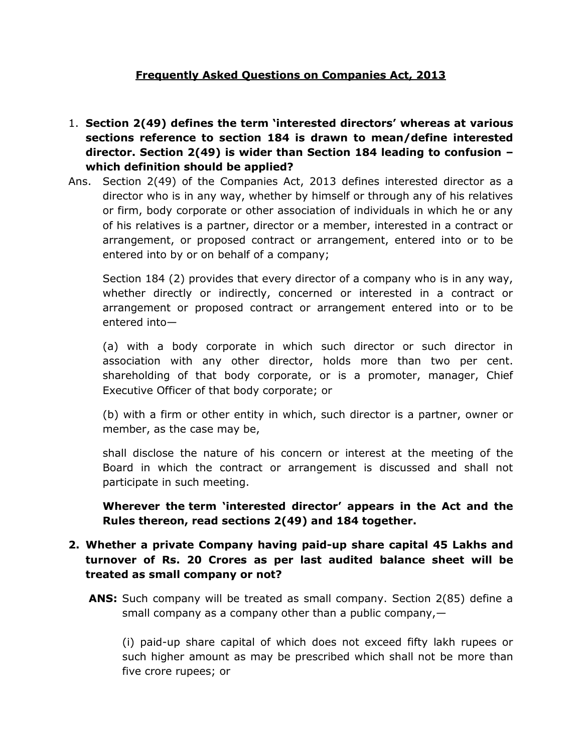# Frequently Asked Questions on Companies Act, 2013

1. **Section 2(49) defines the term 'interested directors' whereas at various sections reference to section 184 is drawn to mean/define interested director. Section 2(49) is wider than Section 184 leading to confusion – which definition should be applied?**

Ans. Section 2(49) of the Companies Act, 2013 defines interested director as a director who is in any way, whether by himself or through any of his relatives or firm, body corporate or other association of individuals in which he or any of his relatives is a partner, director or a member, interested in a contract or arrangement, or proposed contract or arrangement, entered into or to be entered into by or on behalf of a company;

Section 184 (2) provides that every director of a company who is in any way, whether directly or indirectly, concerned or interested in a contract or arrangement or proposed contract or arrangement entered into or to be entered into—

(a) with a body corporate in which such director or such director in association with any other director, holds more than two per cent. shareholding of that body corporate, or is a promoter, manager, Chief Executive Officer of that body corporate; or

(b) with a firm or other entity in which, such director is a partner, owner or member, as the case may be,

shall disclose the nature of his concern or interest at the meeting of the Board in which the contract or arrangement is discussed and shall not participate in such meeting.

**Wherever the term 'interested director' appears in the Act and the Rules thereon, read sections 2(49) and 184 together.**

2. **Whether a private Company having paid-up share capital 45 Lakhs and turnover of Rs. 20 Crores as per last audited balance sheet will be treated as small company or not?**

**ANS:** Such company will be treated as small company. Section 2(85) define a small company as a company other than a public company,—

(i) paid-up share capital of which does not exceed fifty lakh rupees or such higher amount as may be prescribed which shall not be more than five crore rupees; or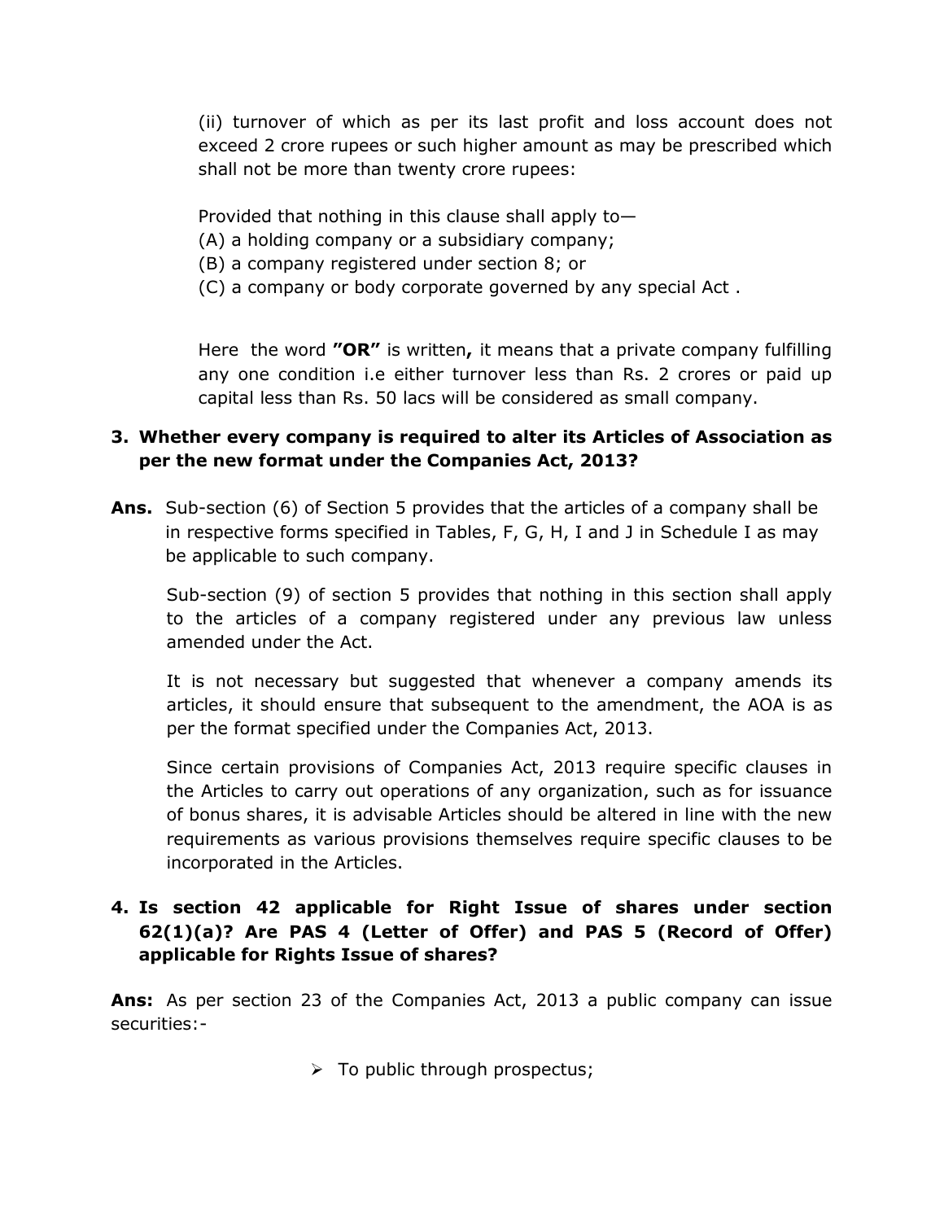(ii) turnover of which as per its last profit and loss account does not exceed 2 crore rupees or such higher amount as may be prescribed which shall not be more than twenty crore rupees:

Provided that nothing in this clause shall apply to—
(A) a holding company or a subsidiary company;
(B) a company registered under section 8; or
(C) a company or body corporate governed by any special Act .

Here the word **"OR"** is written**,** it means that a private company fulfilling any one condition i.e either turnover less than Rs. 2 crores or paid up capital less than Rs. 50 lacs will be considered as small company.

**3. Whether every company is required to alter its Articles of Association as per the new format under the Companies Act, 2013?**

**Ans.** Sub-section (6) of Section 5 provides that the articles of a company shall be in respective forms specified in Tables, F, G, H, I and J in Schedule I as may be applicable to such company.

Sub-section (9) of section 5 provides that nothing in this section shall apply to the articles of a company registered under any previous law unless amended under the Act.

It is not necessary but suggested that whenever a company amends its articles, it should ensure that subsequent to the amendment, the AOA is as per the format specified under the Companies Act, 2013.

Since certain provisions of Companies Act, 2013 require specific clauses in the Articles to carry out operations of any organization, such as for issuance of bonus shares, it is advisable Articles should be altered in line with the new requirements as various provisions themselves require specific clauses to be incorporated in the Articles.

**4. Is section 42 applicable for Right Issue of shares under section 62(1)(a)? Are PAS 4 (Letter of Offer) and PAS 5 (Record of Offer) applicable for Rights Issue of shares?**

**Ans:** As per section 23 of the Companies Act, 2013 a public company can issue securities:-

- To public through prospectus;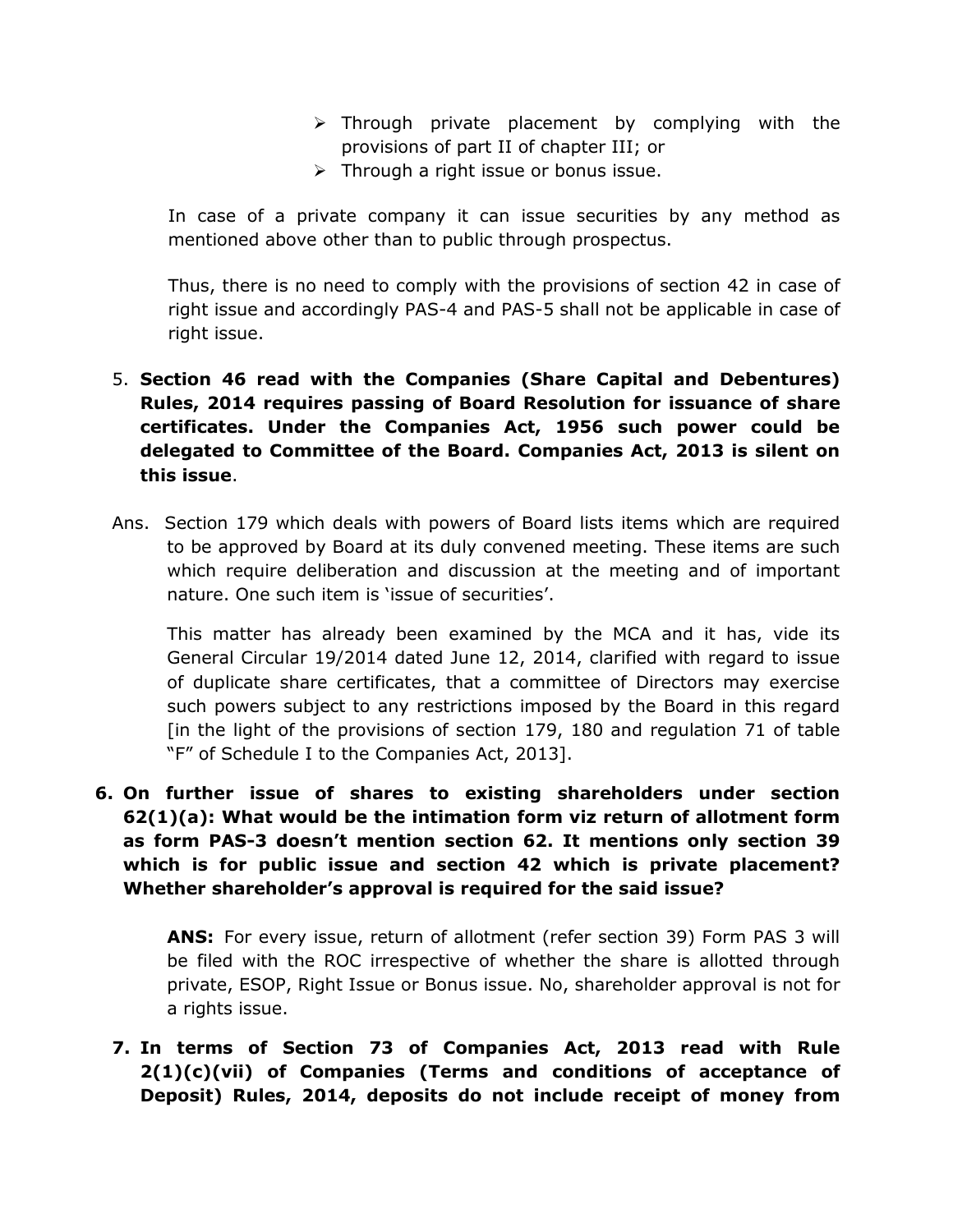- Through private placement by complying with the provisions of part II of chapter III; or
- Through a right issue or bonus issue.

In case of a private company it can issue securities by any method as mentioned above other than to public through prospectus.

Thus, there is no need to comply with the provisions of section 42 in case of right issue and accordingly PAS-4 and PAS-5 shall not be applicable in case of right issue.

5. **Section 46 read with the Companies (Share Capital and Debentures) Rules, 2014 requires passing of Board Resolution for issuance of share certificates. Under the Companies Act, 1956 such power could be delegated to Committee of the Board. Companies Act, 2013 is silent on this issue**.

Ans. Section 179 which deals with powers of Board lists items which are required to be approved by Board at its duly convened meeting. These items are such which require deliberation and discussion at the meeting and of important nature. One such item is 'issue of securities'.

This matter has already been examined by the MCA and it has, vide its General Circular 19/2014 dated June 12, 2014, clarified with regard to issue of duplicate share certificates, that a committee of Directors may exercise such powers subject to any restrictions imposed by the Board in this regard [in the light of the provisions of section 179, 180 and regulation 71 of table "F" of Schedule I to the Companies Act, 2013].

6. **On further issue of shares to existing shareholders under section 62(1)(a): What would be the intimation form viz return of allotment form as form PAS-3 doesn't mention section 62. It mentions only section 39 which is for public issue and section 42 which is private placement? Whether shareholder's approval is required for the said issue?**

**ANS:** For every issue, return of allotment (refer section 39) Form PAS 3 will be filed with the ROC irrespective of whether the share is allotted through private, ESOP, Right Issue or Bonus issue. No, shareholder approval is not for a rights issue.

7. **In terms of Section 73 of Companies Act, 2013 read with Rule 2(1)(c)(vii) of Companies (Terms and conditions of acceptance of Deposit) Rules, 2014, deposits do not include receipt of money from**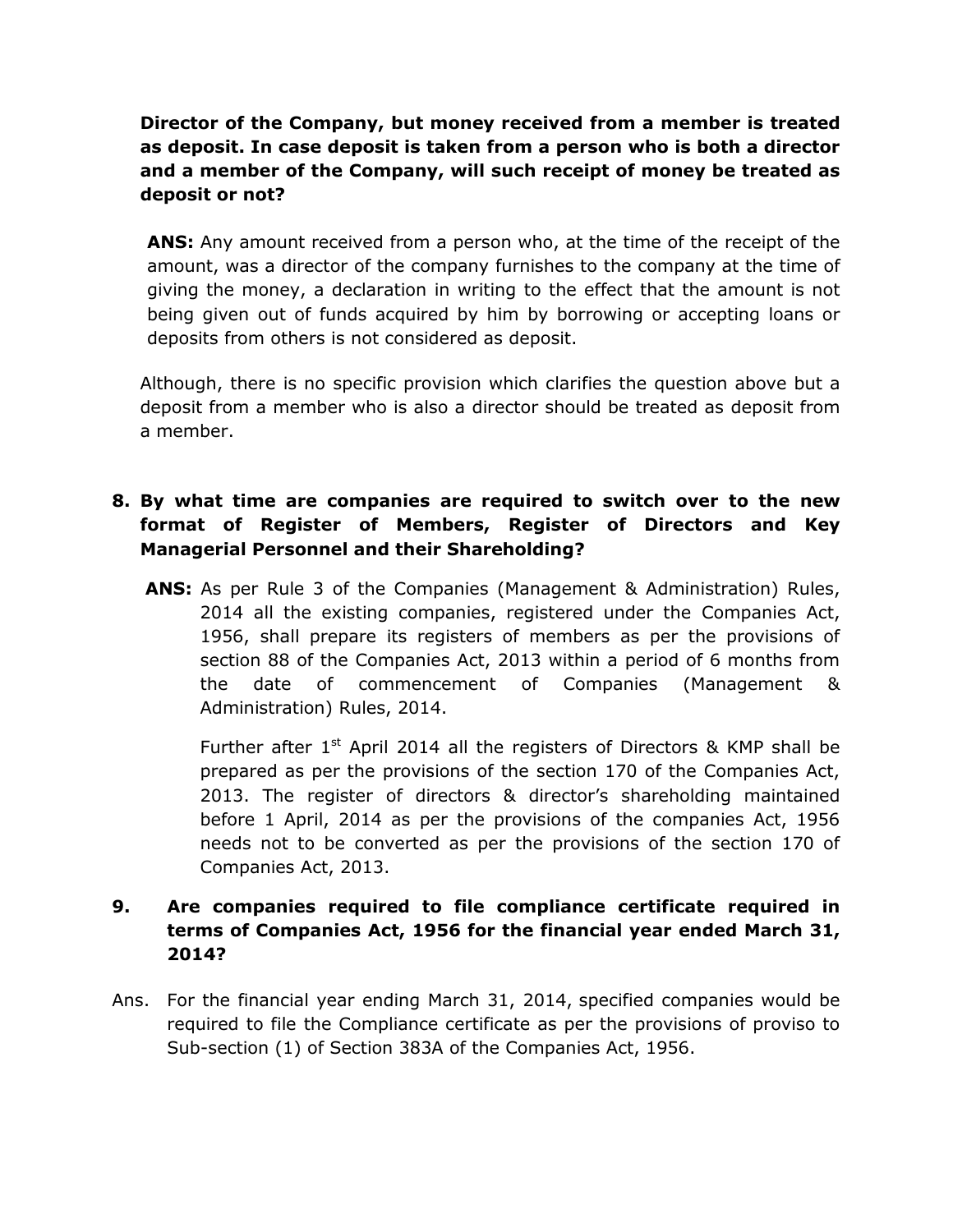**Director of the Company, but money received from a member is treated as deposit. In case deposit is taken from a person who is both a director and a member of the Company, will such receipt of money be treated as deposit or not?**

**ANS:** Any amount received from a person who, at the time of the receipt of the amount, was a director of the company furnishes to the company at the time of giving the money, a declaration in writing to the effect that the amount is not being given out of funds acquired by him by borrowing or accepting loans or deposits from others is not considered as deposit.

Although, there is no specific provision which clarifies the question above but a deposit from a member who is also a director should be treated as deposit from a member.

**8. By what time are companies are required to switch over to the new format of Register of Members, Register of Directors and Key Managerial Personnel and their Shareholding?**

**ANS:** As per Rule 3 of the Companies (Management & Administration) Rules, 2014 all the existing companies, registered under the Companies Act, 1956, shall prepare its registers of members as per the provisions of section 88 of the Companies Act, 2013 within a period of 6 months from the date of commencement of Companies (Management & Administration) Rules, 2014.

Further after 1st April 2014 all the registers of Directors & KMP shall be prepared as per the provisions of the section 170 of the Companies Act, 2013. The register of directors & director's shareholding maintained before 1 April, 2014 as per the provisions of the companies Act, 1956 needs not to be converted as per the provisions of the section 170 of Companies Act, 2013.

**9. Are companies required to file compliance certificate required in terms of Companies Act, 1956 for the financial year ended March 31, 2014?**

Ans. For the financial year ending March 31, 2014, specified companies would be required to file the Compliance certificate as per the provisions of proviso to Sub-section (1) of Section 383A of the Companies Act, 1956.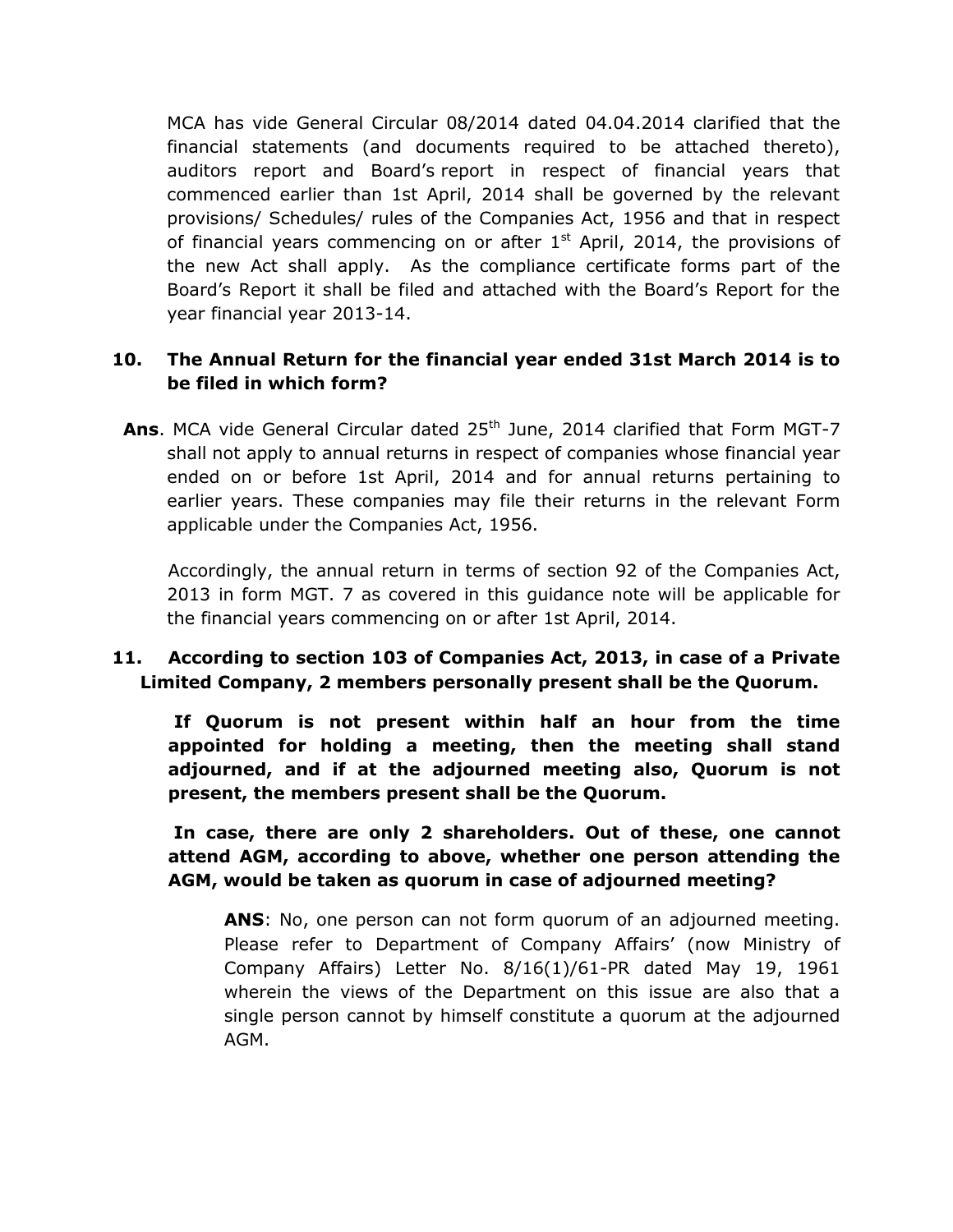MCA has vide General Circular 08/2014 dated 04.04.2014 clarified that the financial statements (and documents required to be attached thereto), auditors report and Board's report in respect of financial years that commenced earlier than 1st April, 2014 shall be governed by the relevant provisions/ Schedules/ rules of the Companies Act, 1956 and that in respect of financial years commencing on or after 1st April, 2014, the provisions of the new Act shall apply. As the compliance certificate forms part of the Board's Report it shall be filed and attached with the Board's Report for the year financial year 2013-14.

**10. The Annual Return for the financial year ended 31st March 2014 is to be filed in which form?**

**Ans**. MCA vide General Circular dated 25th June, 2014 clarified that Form MGT-7 shall not apply to annual returns in respect of companies whose financial year ended on or before 1st April, 2014 and for annual returns pertaining to earlier years. These companies may file their returns in the relevant Form applicable under the Companies Act, 1956.

Accordingly, the annual return in terms of section 92 of the Companies Act, 2013 in form MGT. 7 as covered in this guidance note will be applicable for the financial years commencing on or after 1st April, 2014.

**11. According to section 103 of Companies Act, 2013, in case of a Private Limited Company, 2 members personally present shall be the Quorum.**

**If Quorum is not present within half an hour from the time appointed for holding a meeting, then the meeting shall stand adjourned, and if at the adjourned meeting also, Quorum is not present, the members present shall be the Quorum.**

**In case, there are only 2 shareholders. Out of these, one cannot attend AGM, according to above, whether one person attending the AGM, would be taken as quorum in case of adjourned meeting?**

**ANS**: No, one person can not form quorum of an adjourned meeting. Please refer to Department of Company Affairs' (now Ministry of Company Affairs) Letter No. 8/16(1)/61-PR dated May 19, 1961 wherein the views of the Department on this issue are also that a single person cannot by himself constitute a quorum at the adjourned AGM.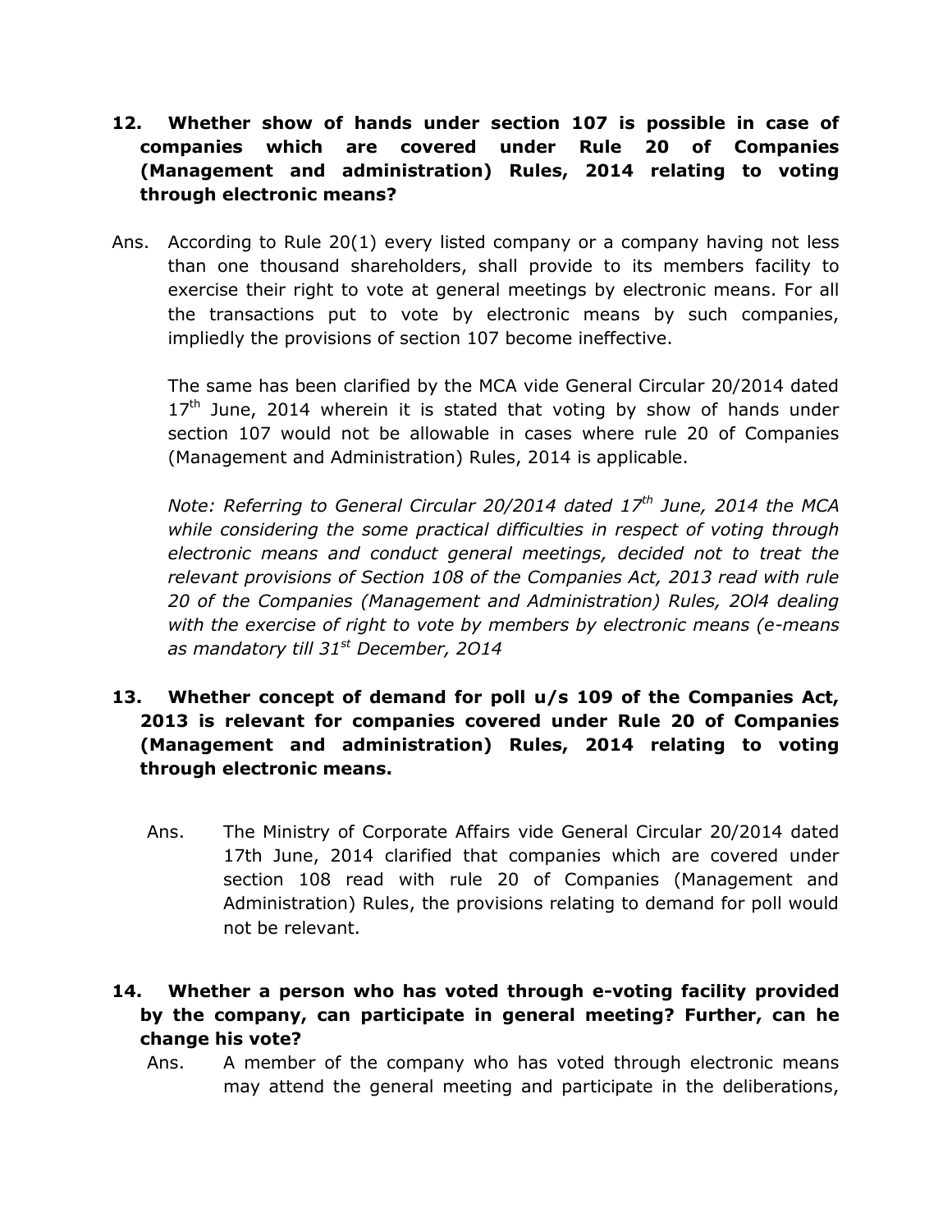**12. Whether show of hands under section 107 is possible in case of companies which are covered under Rule 20 of Companies (Management and administration) Rules, 2014 relating to voting through electronic means?**

Ans. According to Rule 20(1) every listed company or a company having not less than one thousand shareholders, shall provide to its members facility to exercise their right to vote at general meetings by electronic means. For all the transactions put to vote by electronic means by such companies, impliedly the provisions of section 107 become ineffective.

The same has been clarified by the MCA vide General Circular 20/2014 dated 17th June, 2014 wherein it is stated that voting by show of hands under section 107 would not be allowable in cases where rule 20 of Companies (Management and Administration) Rules, 2014 is applicable.

*Note: Referring to General Circular 20/2014 dated 17th June, 2014 the MCA while considering the some practical difficulties in respect of voting through electronic means and conduct general meetings, decided not to treat the relevant provisions of Section 108 of the Companies Act, 2013 read with rule 20 of the Companies (Management and Administration) Rules, 2Ol4 dealing with the exercise of right to vote by members by electronic means (e-means as mandatory till 31st December, 2O14*

**13. Whether concept of demand for poll u/s 109 of the Companies Act, 2013 is relevant for companies covered under Rule 20 of Companies (Management and administration) Rules, 2014 relating to voting through electronic means.**

Ans. The Ministry of Corporate Affairs vide General Circular 20/2014 dated 17th June, 2014 clarified that companies which are covered under section 108 read with rule 20 of Companies (Management and Administration) Rules, the provisions relating to demand for poll would not be relevant.

**14. Whether a person who has voted through e-voting facility provided by the company, can participate in general meeting? Further, can he change his vote?**

Ans. A member of the company who has voted through electronic means may attend the general meeting and participate in the deliberations,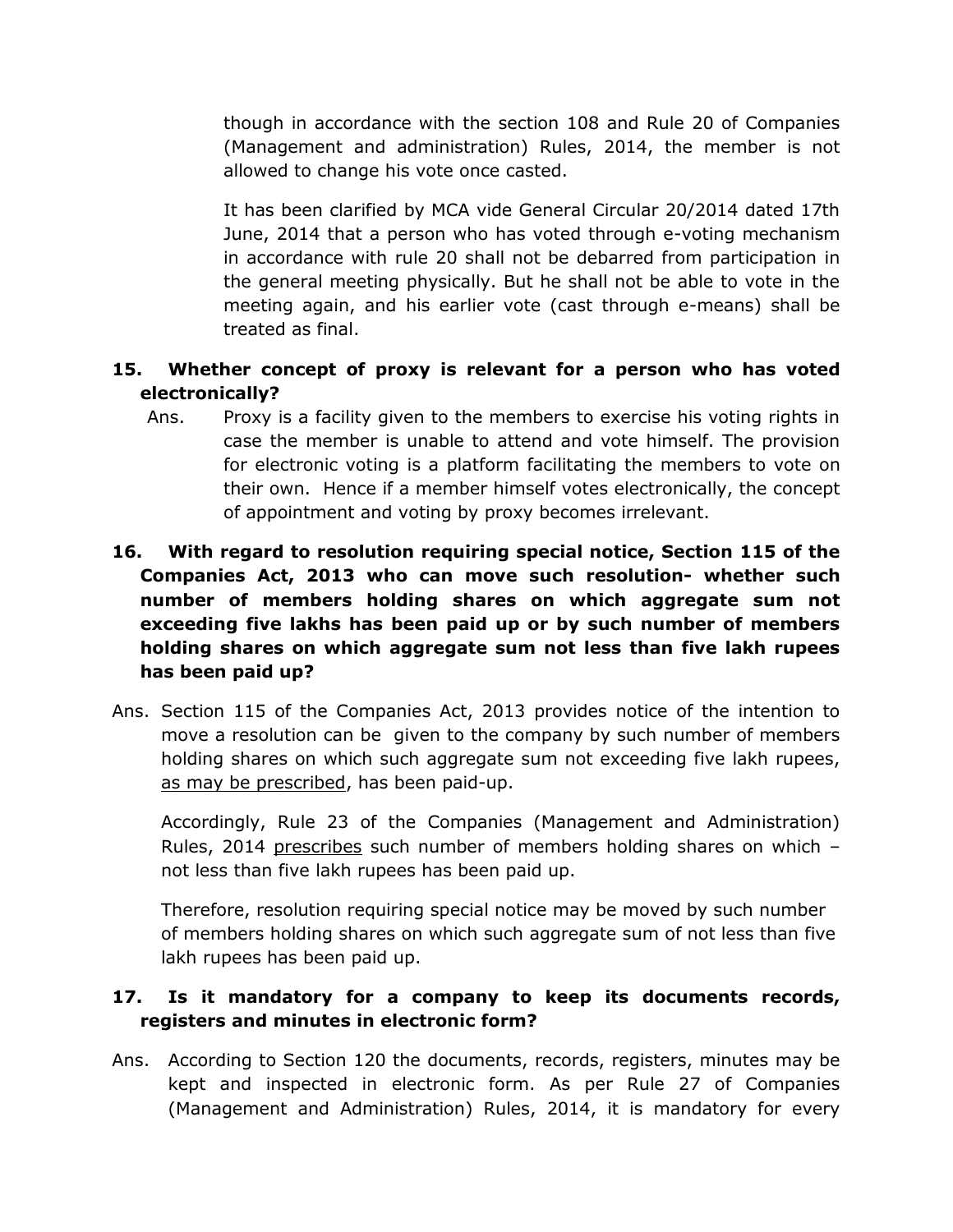though in accordance with the section 108 and Rule 20 of Companies (Management and administration) Rules, 2014, the member is not allowed to change his vote once casted.

It has been clarified by MCA vide General Circular 20/2014 dated 17th June, 2014 that a person who has voted through e-voting mechanism in accordance with rule 20 shall not be debarred from participation in the general meeting physically. But he shall not be able to vote in the meeting again, and his earlier vote (cast through e-means) shall be treated as final.

**15. Whether concept of proxy is relevant for a person who has voted electronically?**

Ans. Proxy is a facility given to the members to exercise his voting rights in case the member is unable to attend and vote himself. The provision for electronic voting is a platform facilitating the members to vote on their own. Hence if a member himself votes electronically, the concept of appointment and voting by proxy becomes irrelevant.

**16. With regard to resolution requiring special notice, Section 115 of the Companies Act, 2013 who can move such resolution- whether such number of members holding shares on which aggregate sum not exceeding five lakhs has been paid up or by such number of members holding shares on which aggregate sum not less than five lakh rupees has been paid up?**

Ans. Section 115 of the Companies Act, 2013 provides notice of the intention to move a resolution can be given to the company by such number of members holding shares on which such aggregate sum not exceeding five lakh rupees, <u>as may be prescribed</u>, has been paid-up.

Accordingly, Rule 23 of the Companies (Management and Administration) Rules, 2014 <u>prescribes</u> such number of members holding shares on which – not less than five lakh rupees has been paid up.

Therefore, resolution requiring special notice may be moved by such number of members holding shares on which such aggregate sum of not less than five lakh rupees has been paid up.

**17. Is it mandatory for a company to keep its documents records, registers and minutes in electronic form?**

Ans. According to Section 120 the documents, records, registers, minutes may be kept and inspected in electronic form. As per Rule 27 of Companies (Management and Administration) Rules, 2014, it is mandatory for every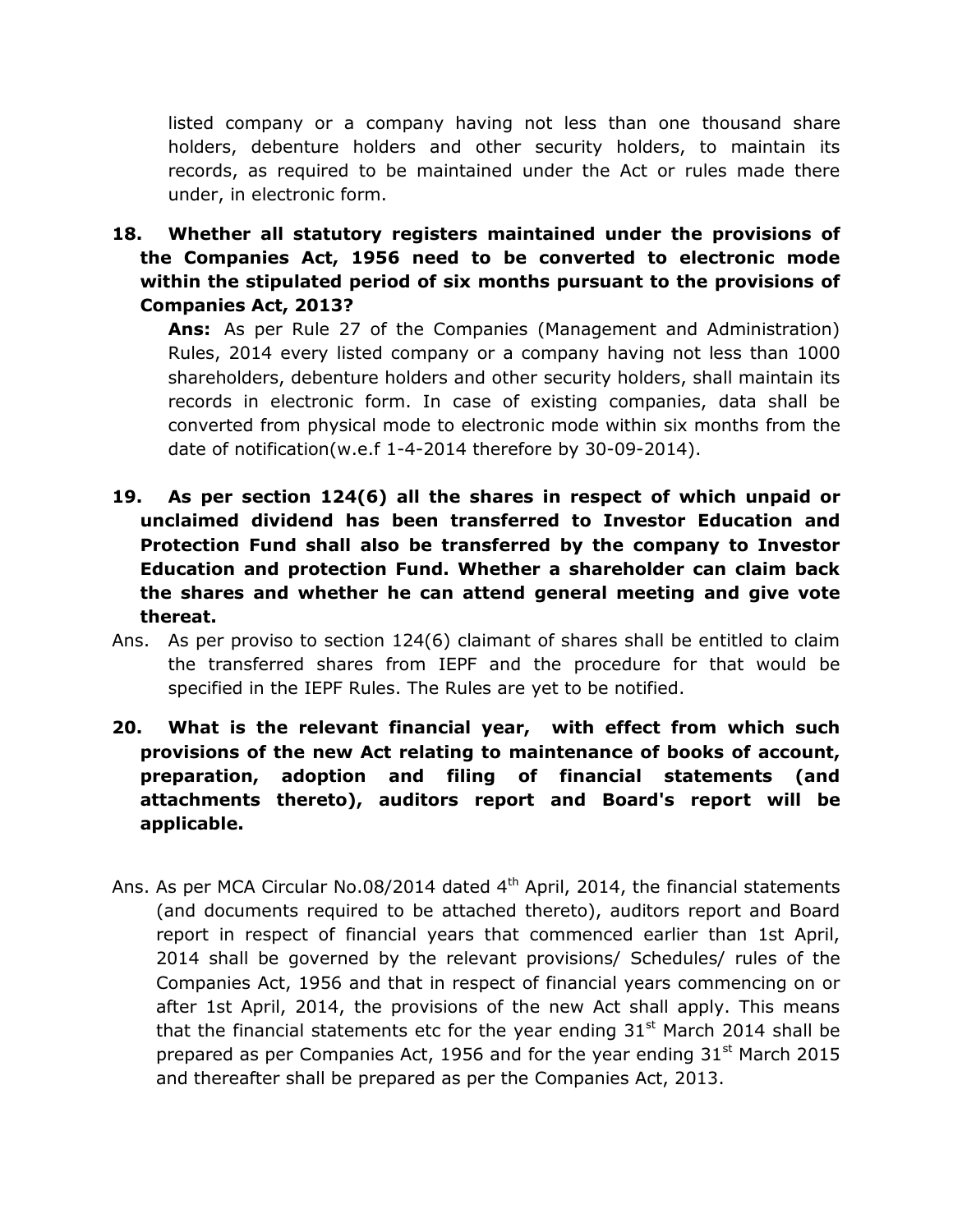listed company or a company having not less than one thousand share holders, debenture holders and other security holders, to maintain its records, as required to be maintained under the Act or rules made there under, in electronic form.

**18. Whether all statutory registers maintained under the provisions of the Companies Act, 1956 need to be converted to electronic mode within the stipulated period of six months pursuant to the provisions of Companies Act, 2013?**

**Ans:** As per Rule 27 of the Companies (Management and Administration) Rules, 2014 every listed company or a company having not less than 1000 shareholders, debenture holders and other security holders, shall maintain its records in electronic form. In case of existing companies, data shall be converted from physical mode to electronic mode within six months from the date of notification(w.e.f 1-4-2014 therefore by 30-09-2014).

**19. As per section 124(6) all the shares in respect of which unpaid or unclaimed dividend has been transferred to Investor Education and Protection Fund shall also be transferred by the company to Investor Education and protection Fund. Whether a shareholder can claim back the shares and whether he can attend general meeting and give vote thereat.**

Ans. As per proviso to section 124(6) claimant of shares shall be entitled to claim the transferred shares from IEPF and the procedure for that would be specified in the IEPF Rules. The Rules are yet to be notified.

**20. What is the relevant financial year, with effect from which such provisions of the new Act relating to maintenance of books of account, preparation, adoption and filing of financial statements (and attachments thereto), auditors report and Board's report will be applicable.**

Ans. As per MCA Circular No.08/2014 dated 4th April, 2014, the financial statements (and documents required to be attached thereto), auditors report and Board report in respect of financial years that commenced earlier than 1st April, 2014 shall be governed by the relevant provisions/ Schedules/ rules of the Companies Act, 1956 and that in respect of financial years commencing on or after 1st April, 2014, the provisions of the new Act shall apply. This means that the financial statements etc for the year ending 31st March 2014 shall be prepared as per Companies Act, 1956 and for the year ending 31st March 2015 and thereafter shall be prepared as per the Companies Act, 2013.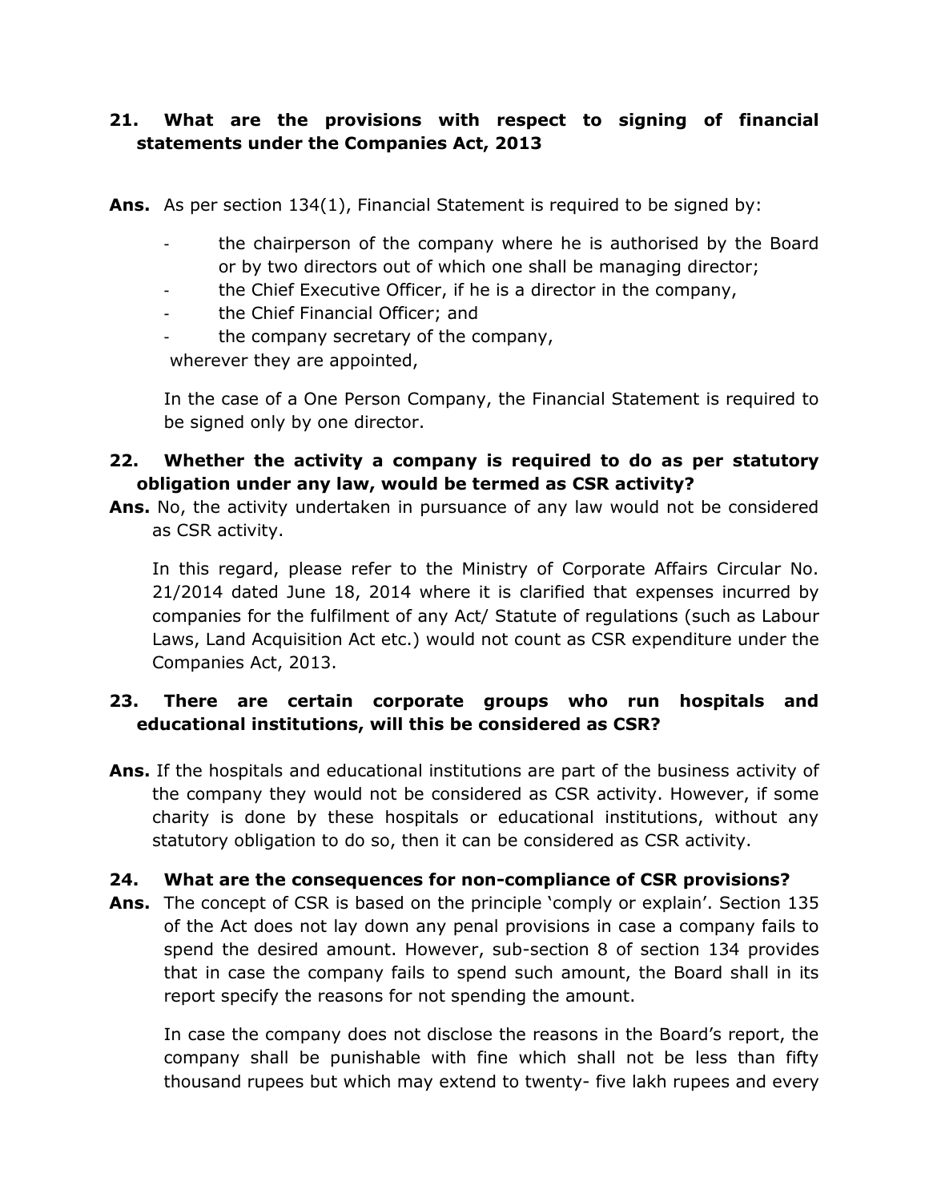**21. What are the provisions with respect to signing of financial statements under the Companies Act, 2013**

**Ans.** As per section 134(1), Financial Statement is required to be signed by:

- the chairperson of the company where he is authorised by the Board or by two directors out of which one shall be managing director;
- the Chief Executive Officer, if he is a director in the company,
- the Chief Financial Officer; and
- the company secretary of the company,

wherever they are appointed,

In the case of a One Person Company, the Financial Statement is required to be signed only by one director.

**22. Whether the activity a company is required to do as per statutory obligation under any law, would be termed as CSR activity?**

**Ans.** No, the activity undertaken in pursuance of any law would not be considered as CSR activity.

In this regard, please refer to the Ministry of Corporate Affairs Circular No. 21/2014 dated June 18, 2014 where it is clarified that expenses incurred by companies for the fulfilment of any Act/ Statute of regulations (such as Labour Laws, Land Acquisition Act etc.) would not count as CSR expenditure under the Companies Act, 2013.

**23. There are certain corporate groups who run hospitals and educational institutions, will this be considered as CSR?**

**Ans.** If the hospitals and educational institutions are part of the business activity of the company they would not be considered as CSR activity. However, if some charity is done by these hospitals or educational institutions, without any statutory obligation to do so, then it can be considered as CSR activity.

**24. What are the consequences for non-compliance of CSR provisions?**

**Ans.** The concept of CSR is based on the principle 'comply or explain'. Section 135 of the Act does not lay down any penal provisions in case a company fails to spend the desired amount. However, sub-section 8 of section 134 provides that in case the company fails to spend such amount, the Board shall in its report specify the reasons for not spending the amount.

In case the company does not disclose the reasons in the Board's report, the company shall be punishable with fine which shall not be less than fifty thousand rupees but which may extend to twenty- five lakh rupees and every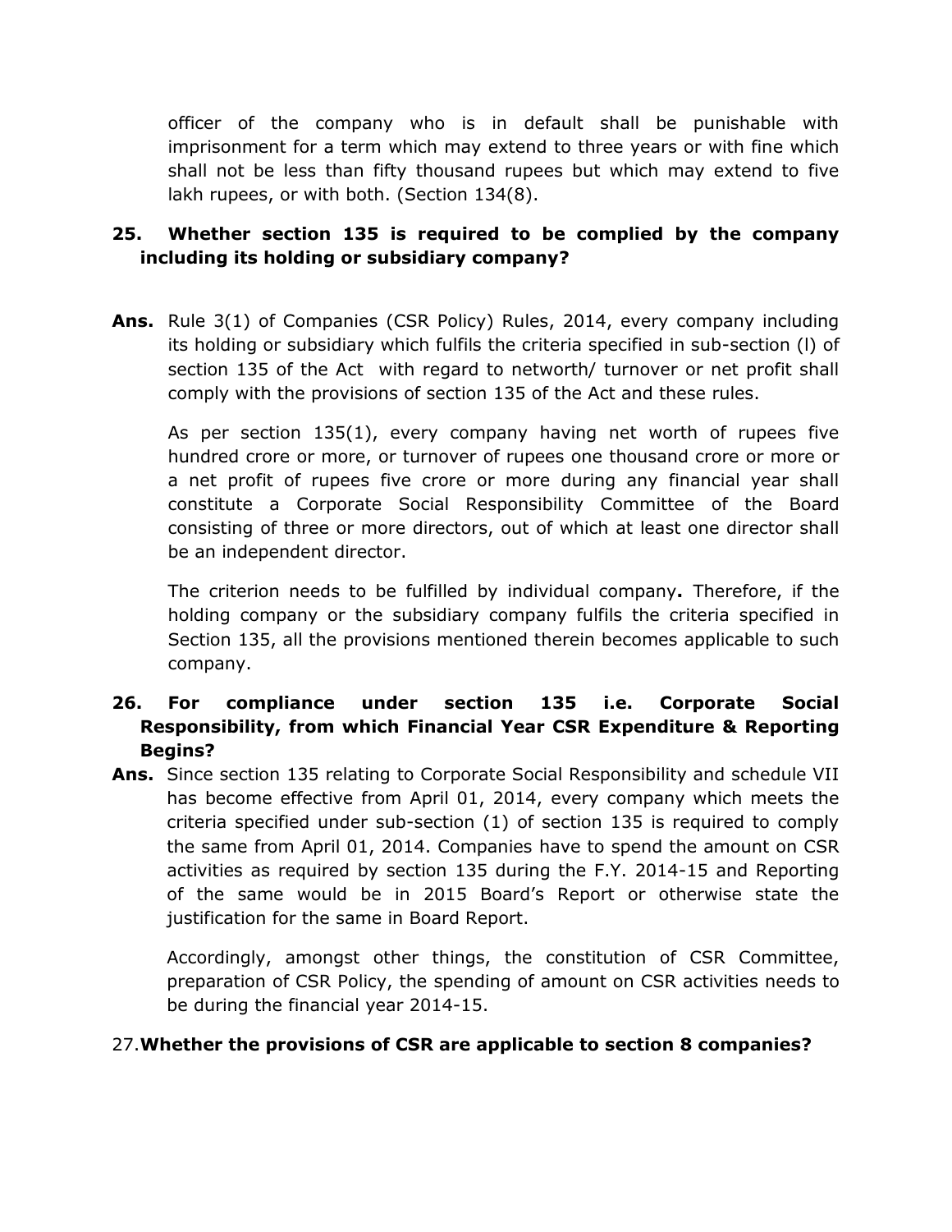officer of the company who is in default shall be punishable with imprisonment for a term which may extend to three years or with fine which shall not be less than fifty thousand rupees but which may extend to five lakh rupees, or with both. (Section 134(8).

**25. Whether section 135 is required to be complied by the company including its holding or subsidiary company?**

**Ans.** Rule 3(1) of Companies (CSR Policy) Rules, 2014, every company including its holding or subsidiary which fulfils the criteria specified in sub-section (l) of section 135 of the Act with regard to networth/ turnover or net profit shall comply with the provisions of section 135 of the Act and these rules.

As per section 135(1), every company having net worth of rupees five hundred crore or more, or turnover of rupees one thousand crore or more or a net profit of rupees five crore or more during any financial year shall constitute a Corporate Social Responsibility Committee of the Board consisting of three or more directors, out of which at least one director shall be an independent director.

The criterion needs to be fulfilled by individual company**.** Therefore, if the holding company or the subsidiary company fulfils the criteria specified in Section 135, all the provisions mentioned therein becomes applicable to such company.

**26. For compliance under section 135 i.e. Corporate Social Responsibility, from which Financial Year CSR Expenditure & Reporting Begins?**

**Ans.** Since section 135 relating to Corporate Social Responsibility and schedule VII has become effective from April 01, 2014, every company which meets the criteria specified under sub-section (1) of section 135 is required to comply the same from April 01, 2014. Companies have to spend the amount on CSR activities as required by section 135 during the F.Y. 2014-15 and Reporting of the same would be in 2015 Board's Report or otherwise state the justification for the same in Board Report.

Accordingly, amongst other things, the constitution of CSR Committee, preparation of CSR Policy, the spending of amount on CSR activities needs to be during the financial year 2014-15.

27.**Whether the provisions of CSR are applicable to section 8 companies?**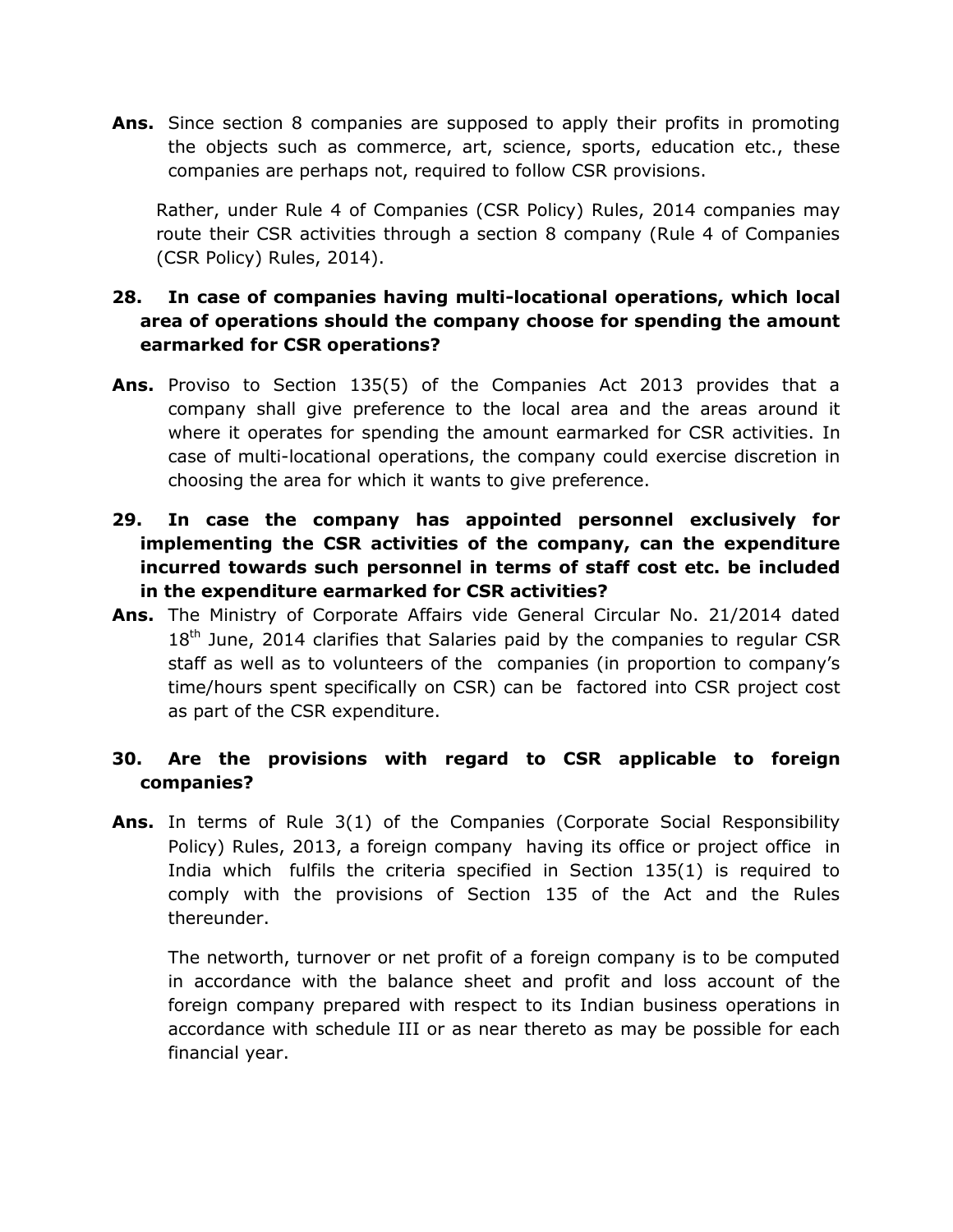**Ans.** Since section 8 companies are supposed to apply their profits in promoting the objects such as commerce, art, science, sports, education etc., these companies are perhaps not, required to follow CSR provisions.

Rather, under Rule 4 of Companies (CSR Policy) Rules, 2014 companies may route their CSR activities through a section 8 company (Rule 4 of Companies (CSR Policy) Rules, 2014).

**28. In case of companies having multi-locational operations, which local area of operations should the company choose for spending the amount earmarked for CSR operations?**

**Ans.** Proviso to Section 135(5) of the Companies Act 2013 provides that a company shall give preference to the local area and the areas around it where it operates for spending the amount earmarked for CSR activities. In case of multi-locational operations, the company could exercise discretion in choosing the area for which it wants to give preference.

**29. In case the company has appointed personnel exclusively for implementing the CSR activities of the company, can the expenditure incurred towards such personnel in terms of staff cost etc. be included in the expenditure earmarked for CSR activities?**

**Ans.** The Ministry of Corporate Affairs vide General Circular No. 21/2014 dated 18th June, 2014 clarifies that Salaries paid by the companies to regular CSR staff as well as to volunteers of the companies (in proportion to company's time/hours spent specifically on CSR) can be factored into CSR project cost as part of the CSR expenditure.

**30. Are the provisions with regard to CSR applicable to foreign companies?**

**Ans.** In terms of Rule 3(1) of the Companies (Corporate Social Responsibility Policy) Rules, 2013, a foreign company having its office or project office in India which fulfils the criteria specified in Section 135(1) is required to comply with the provisions of Section 135 of the Act and the Rules thereunder.

The networth, turnover or net profit of a foreign company is to be computed in accordance with the balance sheet and profit and loss account of the foreign company prepared with respect to its Indian business operations in accordance with schedule III or as near thereto as may be possible for each financial year.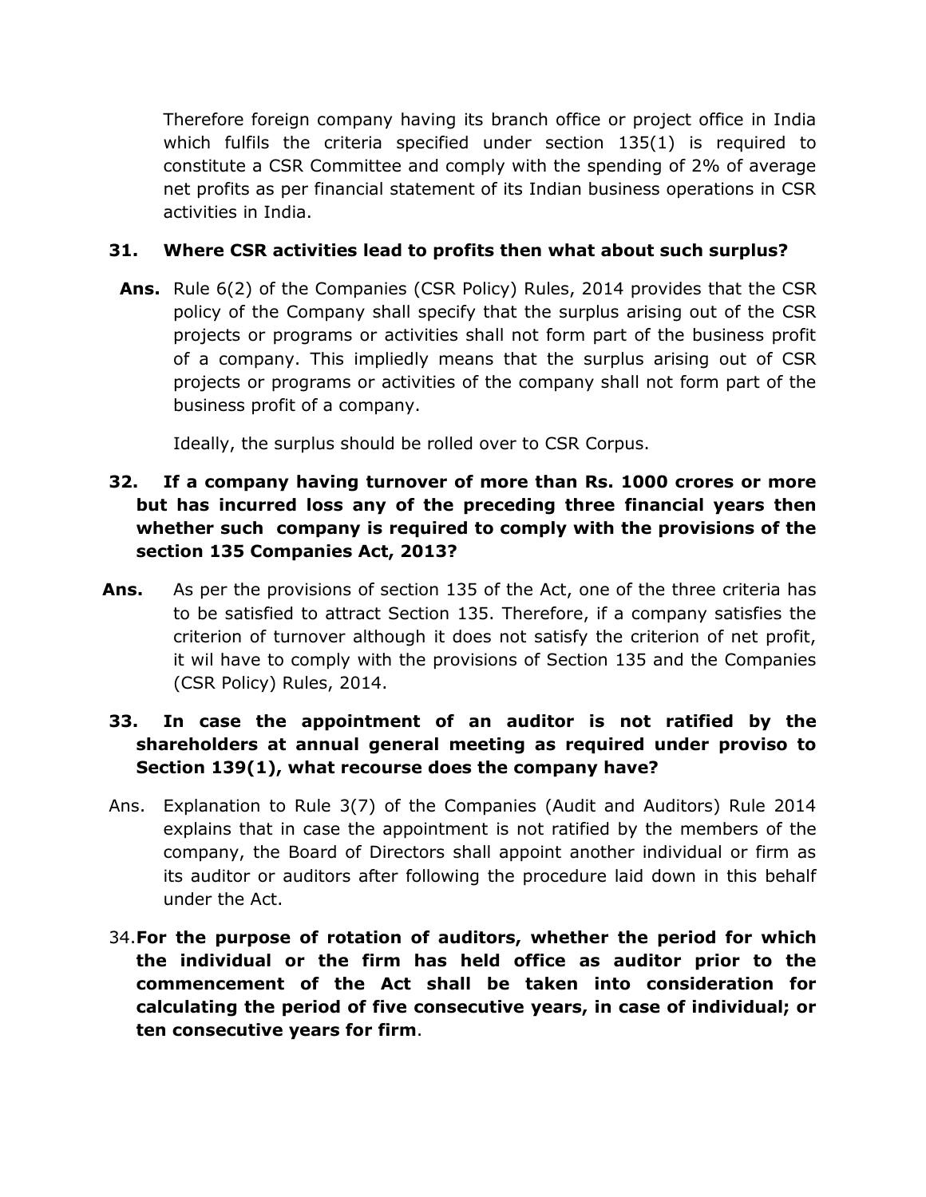Therefore foreign company having its branch office or project office in India which fulfils the criteria specified under section 135(1) is required to constitute a CSR Committee and comply with the spending of 2% of average net profits as per financial statement of its Indian business operations in CSR activities in India.

**31. Where CSR activities lead to profits then what about such surplus?**

**Ans.** Rule 6(2) of the Companies (CSR Policy) Rules, 2014 provides that the CSR policy of the Company shall specify that the surplus arising out of the CSR projects or programs or activities shall not form part of the business profit of a company. This impliedly means that the surplus arising out of CSR projects or programs or activities of the company shall not form part of the business profit of a company.

Ideally, the surplus should be rolled over to CSR Corpus.

**32. If a company having turnover of more than Rs. 1000 crores or more but has incurred loss any of the preceding three financial years then whether such company is required to comply with the provisions of the section 135 Companies Act, 2013?**

**Ans.** As per the provisions of section 135 of the Act, one of the three criteria has to be satisfied to attract Section 135. Therefore, if a company satisfies the criterion of turnover although it does not satisfy the criterion of net profit, it wil have to comply with the provisions of Section 135 and the Companies (CSR Policy) Rules, 2014.

**33. In case the appointment of an auditor is not ratified by the shareholders at annual general meeting as required under proviso to Section 139(1), what recourse does the company have?**

Ans. Explanation to Rule 3(7) of the Companies (Audit and Auditors) Rule 2014 explains that in case the appointment is not ratified by the members of the company, the Board of Directors shall appoint another individual or firm as its auditor or auditors after following the procedure laid down in this behalf under the Act.

34. **For the purpose of rotation of auditors, whether the period for which the individual or the firm has held office as auditor prior to the commencement of the Act shall be taken into consideration for calculating the period of five consecutive years, in case of individual; or ten consecutive years for firm**.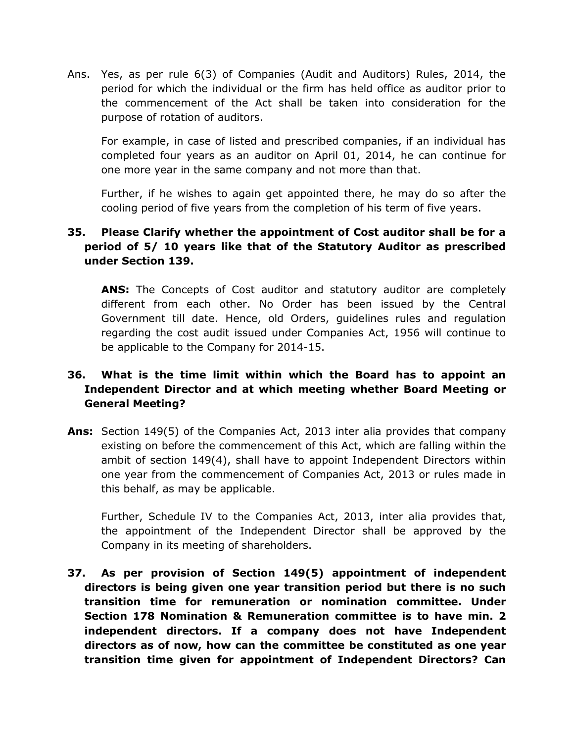Ans. Yes, as per rule 6(3) of Companies (Audit and Auditors) Rules, 2014, the period for which the individual or the firm has held office as auditor prior to the commencement of the Act shall be taken into consideration for the purpose of rotation of auditors.

For example, in case of listed and prescribed companies, if an individual has completed four years as an auditor on April 01, 2014, he can continue for one more year in the same company and not more than that.

Further, if he wishes to again get appointed there, he may do so after the cooling period of five years from the completion of his term of five years.

**35. Please Clarify whether the appointment of Cost auditor shall be for a period of 5/ 10 years like that of the Statutory Auditor as prescribed under Section 139.**

**ANS:** The Concepts of Cost auditor and statutory auditor are completely different from each other. No Order has been issued by the Central Government till date. Hence, old Orders, guidelines rules and regulation regarding the cost audit issued under Companies Act, 1956 will continue to be applicable to the Company for 2014-15.

**36. What is the time limit within which the Board has to appoint an Independent Director and at which meeting whether Board Meeting or General Meeting?**

**Ans:** Section 149(5) of the Companies Act, 2013 inter alia provides that company existing on before the commencement of this Act, which are falling within the ambit of section 149(4), shall have to appoint Independent Directors within one year from the commencement of Companies Act, 2013 or rules made in this behalf, as may be applicable.

Further, Schedule IV to the Companies Act, 2013, inter alia provides that, the appointment of the Independent Director shall be approved by the Company in its meeting of shareholders.

**37. As per provision of Section 149(5) appointment of independent directors is being given one year transition period but there is no such transition time for remuneration or nomination committee. Under Section 178 Nomination & Remuneration committee is to have min. 2 independent directors. If a company does not have Independent directors as of now, how can the committee be constituted as one year transition time given for appointment of Independent Directors? Can**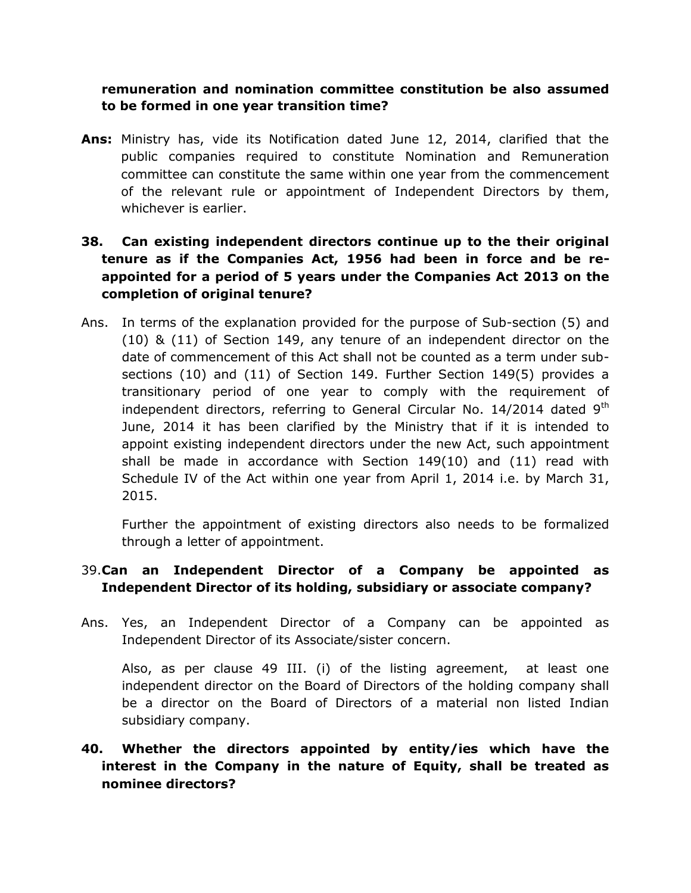**remuneration and nomination committee constitution be also assumed to be formed in one year transition time?**

**Ans:** Ministry has, vide its Notification dated June 12, 2014, clarified that the public companies required to constitute Nomination and Remuneration committee can constitute the same within one year from the commencement of the relevant rule or appointment of Independent Directors by them, whichever is earlier.

**38. Can existing independent directors continue up to the their original tenure as if the Companies Act, 1956 had been in force and be re-appointed for a period of 5 years under the Companies Act 2013 on the completion of original tenure?**

Ans. In terms of the explanation provided for the purpose of Sub-section (5) and (10) & (11) of Section 149, any tenure of an independent director on the date of commencement of this Act shall not be counted as a term under sub-sections (10) and (11) of Section 149. Further Section 149(5) provides a transitionary period of one year to comply with the requirement of independent directors, referring to General Circular No. 14/2014 dated 9th June, 2014 it has been clarified by the Ministry that if it is intended to appoint existing independent directors under the new Act, such appointment shall be made in accordance with Section 149(10) and (11) read with Schedule IV of the Act within one year from April 1, 2014 i.e. by March 31, 2015.

Further the appointment of existing directors also needs to be formalized through a letter of appointment.

39. **Can an Independent Director of a Company be appointed as Independent Director of its holding, subsidiary or associate company?**

Ans. Yes, an Independent Director of a Company can be appointed as Independent Director of its Associate/sister concern.

Also, as per clause 49 III. (i) of the listing agreement, at least one independent director on the Board of Directors of the holding company shall be a director on the Board of Directors of a material non listed Indian subsidiary company.

**40. Whether the directors appointed by entity/ies which have the interest in the Company in the nature of Equity, shall be treated as nominee directors?**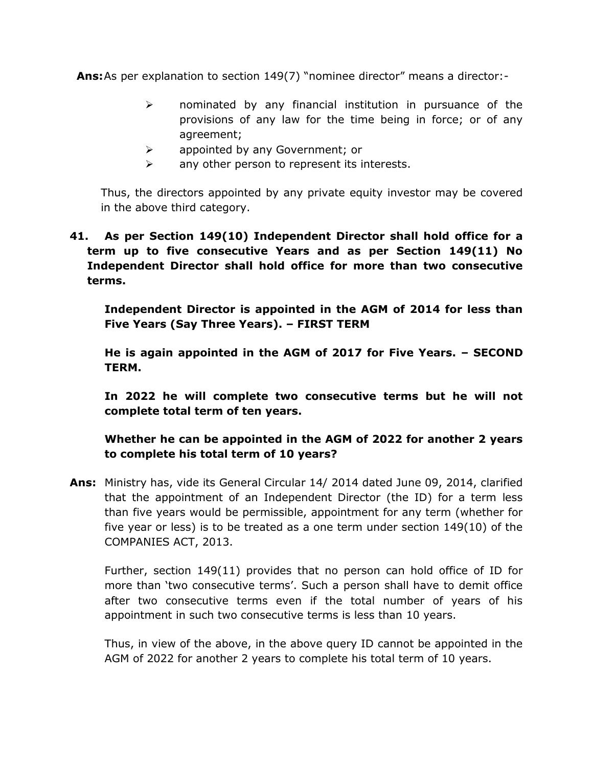**Ans:** As per explanation to section 149(7) "nominee director" means a director:-

- nominated by any financial institution in pursuance of the provisions of any law for the time being in force; or of any agreement;
- appointed by any Government; or
- any other person to represent its interests.

Thus, the directors appointed by any private equity investor may be covered in the above third category.

**41. As per Section 149(10) Independent Director shall hold office for a term up to five consecutive Years and as per Section 149(11) No Independent Director shall hold office for more than two consecutive terms.**

**Independent Director is appointed in the AGM of 2014 for less than Five Years (Say Three Years). – FIRST TERM**

**He is again appointed in the AGM of 2017 for Five Years. – SECOND TERM.**

**In 2022 he will complete two consecutive terms but he will not complete total term of ten years.**

**Whether he can be appointed in the AGM of 2022 for another 2 years to complete his total term of 10 years?**

**Ans:** Ministry has, vide its General Circular 14/ 2014 dated June 09, 2014, clarified that the appointment of an Independent Director (the ID) for a term less than five years would be permissible, appointment for any term (whether for five year or less) is to be treated as a one term under section 149(10) of the COMPANIES ACT, 2013.

Further, section 149(11) provides that no person can hold office of ID for more than 'two consecutive terms'. Such a person shall have to demit office after two consecutive terms even if the total number of years of his appointment in such two consecutive terms is less than 10 years.

Thus, in view of the above, in the above query ID cannot be appointed in the AGM of 2022 for another 2 years to complete his total term of 10 years.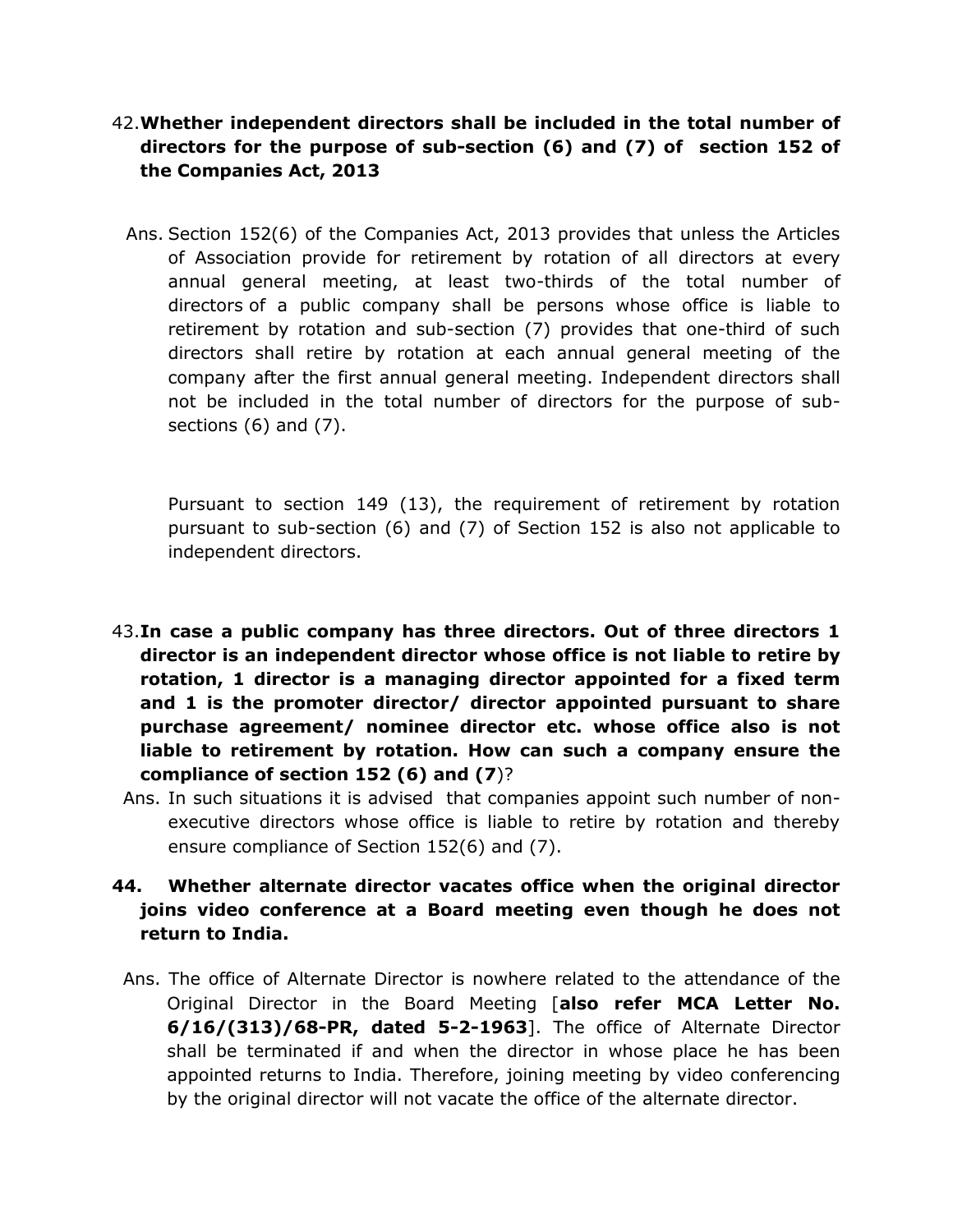42. **Whether independent directors shall be included in the total number of directors for the purpose of sub-section (6) and (7) of section 152 of the Companies Act, 2013**

Ans. Section 152(6) of the Companies Act, 2013 provides that unless the Articles of Association provide for retirement by rotation of all directors at every annual general meeting, at least two-thirds of the total number of directors of a public company shall be persons whose office is liable to retirement by rotation and sub-section (7) provides that one-third of such directors shall retire by rotation at each annual general meeting of the company after the first annual general meeting. Independent directors shall not be included in the total number of directors for the purpose of sub-sections (6) and (7).

Pursuant to section 149 (13), the requirement of retirement by rotation pursuant to sub-section (6) and (7) of Section 152 is also not applicable to independent directors.

43. **In case a public company has three directors. Out of three directors 1 director is an independent director whose office is not liable to retire by rotation, 1 director is a managing director appointed for a fixed term and 1 is the promoter director/ director appointed pursuant to share purchase agreement/ nominee director etc. whose office also is not liable to retirement by rotation. How can such a company ensure the compliance of section 152 (6) and (7)**?

Ans. In such situations it is advised that companies appoint such number of non-executive directors whose office is liable to retire by rotation and thereby ensure compliance of Section 152(6) and (7).

44. **Whether alternate director vacates office when the original director joins video conference at a Board meeting even though he does not return to India.**

Ans. The office of Alternate Director is nowhere related to the attendance of the Original Director in the Board Meeting [**also refer MCA Letter No. 6/16/(313)/68-PR, dated 5-2-1963**]. The office of Alternate Director shall be terminated if and when the director in whose place he has been appointed returns to India. Therefore, joining meeting by video conferencing by the original director will not vacate the office of the alternate director.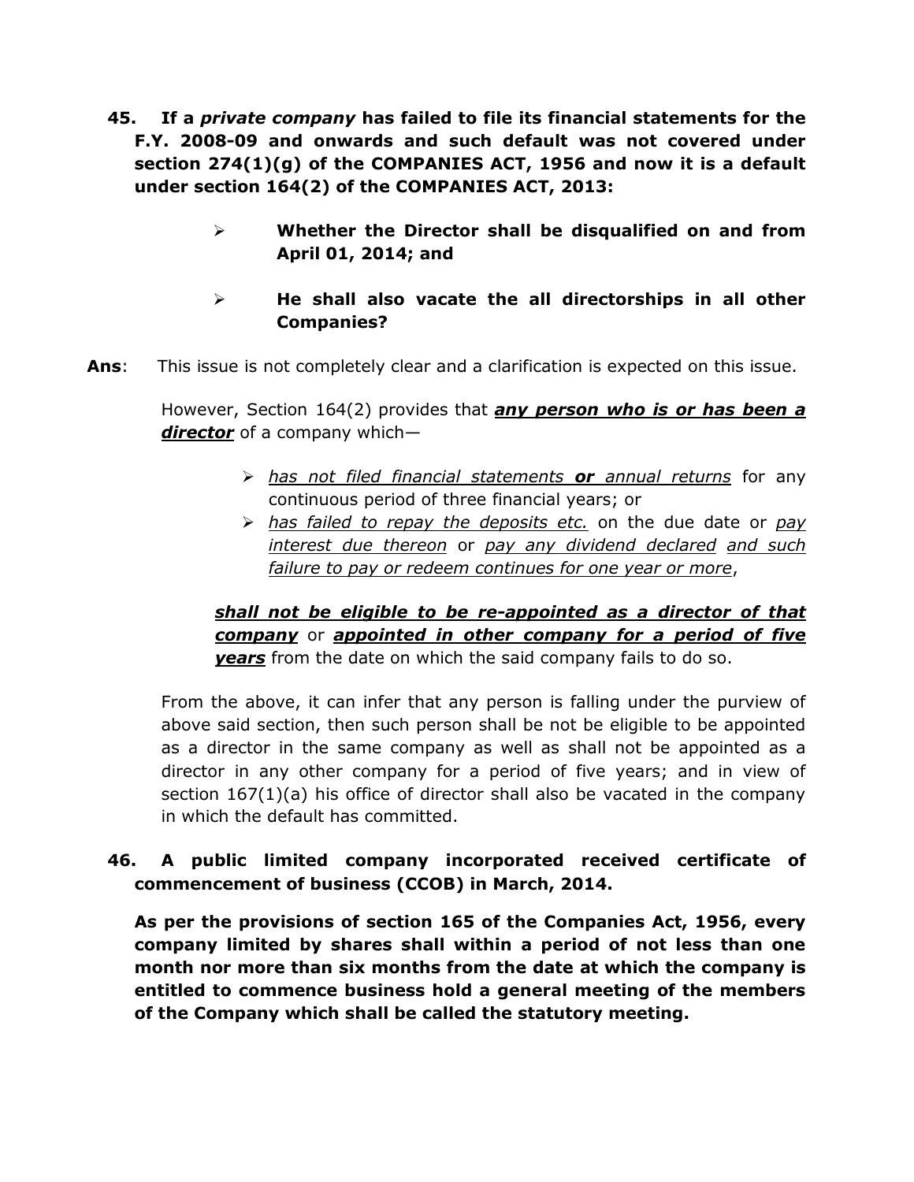**45. If a *private company* has failed to file its financial statements for the F.Y. 2008-09 and onwards and such default was not covered under section 274(1)(g) of the COMPANIES ACT, 1956 and now it is a default under section 164(2) of the COMPANIES ACT, 2013:**

- **Whether the Director shall be disqualified on and from April 01, 2014; and**
- **He shall also vacate the all directorships in all other Companies?**

**Ans**: This issue is not completely clear and a clarification is expected on this issue.

However, Section 164(2) provides that ***any person who is or has been a director*** of a company which—

- *has not filed financial statements* ***or*** *annual returns* for any continuous period of three financial years; or
- *has failed to repay the deposits etc.* on the due date or *pay interest due thereon* or *pay any dividend declared and such failure to pay or redeem continues for one year or more*,

***shall not be eligible to be re-appointed as a director of that company*** or ***appointed in other company for a period of five years*** from the date on which the said company fails to do so.

From the above, it can infer that any person is falling under the purview of above said section, then such person shall be not be eligible to be appointed as a director in the same company as well as shall not be appointed as a director in any other company for a period of five years; and in view of section 167(1)(a) his office of director shall also be vacated in the company in which the default has committed.

**46. A public limited company incorporated received certificate of commencement of business (CCOB) in March, 2014.**

**As per the provisions of section 165 of the Companies Act, 1956, every company limited by shares shall within a period of not less than one month nor more than six months from the date at which the company is entitled to commence business hold a general meeting of the members of the Company which shall be called the statutory meeting.**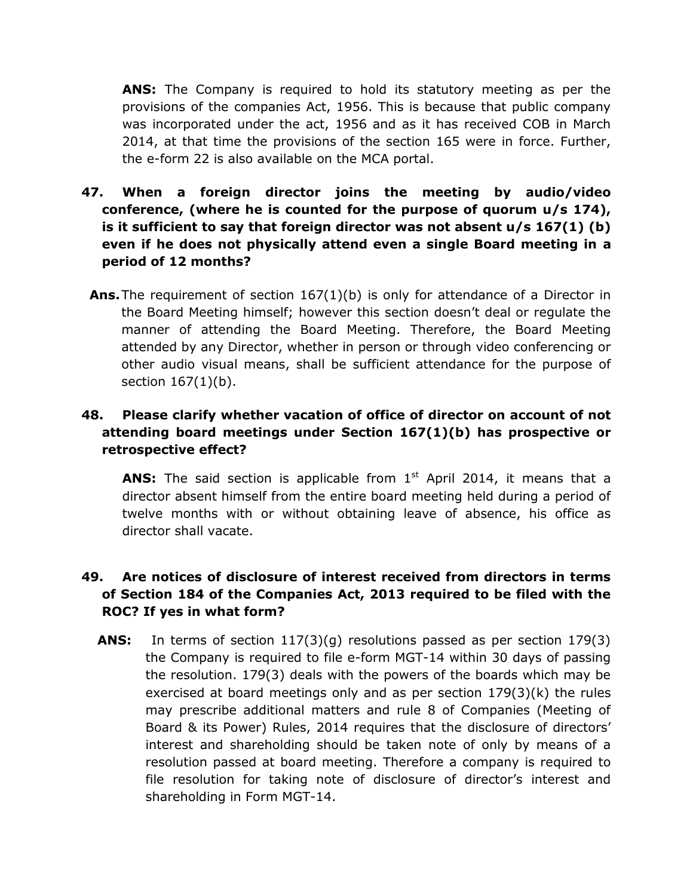**ANS:** The Company is required to hold its statutory meeting as per the provisions of the companies Act, 1956. This is because that public company was incorporated under the act, 1956 and as it has received COB in March 2014, at that time the provisions of the section 165 were in force. Further, the e-form 22 is also available on the MCA portal.

**47. When a foreign director joins the meeting by audio/video conference, (where he is counted for the purpose of quorum u/s 174), is it sufficient to say that foreign director was not absent u/s 167(1) (b) even if he does not physically attend even a single Board meeting in a period of 12 months?**

**Ans.** The requirement of section 167(1)(b) is only for attendance of a Director in the Board Meeting himself; however this section doesn't deal or regulate the manner of attending the Board Meeting. Therefore, the Board Meeting attended by any Director, whether in person or through video conferencing or other audio visual means, shall be sufficient attendance for the purpose of section 167(1)(b).

**48. Please clarify whether vacation of office of director on account of not attending board meetings under Section 167(1)(b) has prospective or retrospective effect?**

**ANS:** The said section is applicable from 1st April 2014, it means that a director absent himself from the entire board meeting held during a period of twelve months with or without obtaining leave of absence, his office as director shall vacate.

**49. Are notices of disclosure of interest received from directors in terms of Section 184 of the Companies Act, 2013 required to be filed with the ROC? If yes in what form?**

**ANS:** In terms of section 117(3)(g) resolutions passed as per section 179(3) the Company is required to file e-form MGT-14 within 30 days of passing the resolution. 179(3) deals with the powers of the boards which may be exercised at board meetings only and as per section 179(3)(k) the rules may prescribe additional matters and rule 8 of Companies (Meeting of Board & its Power) Rules, 2014 requires that the disclosure of directors' interest and shareholding should be taken note of only by means of a resolution passed at board meeting. Therefore a company is required to file resolution for taking note of disclosure of director's interest and shareholding in Form MGT-14.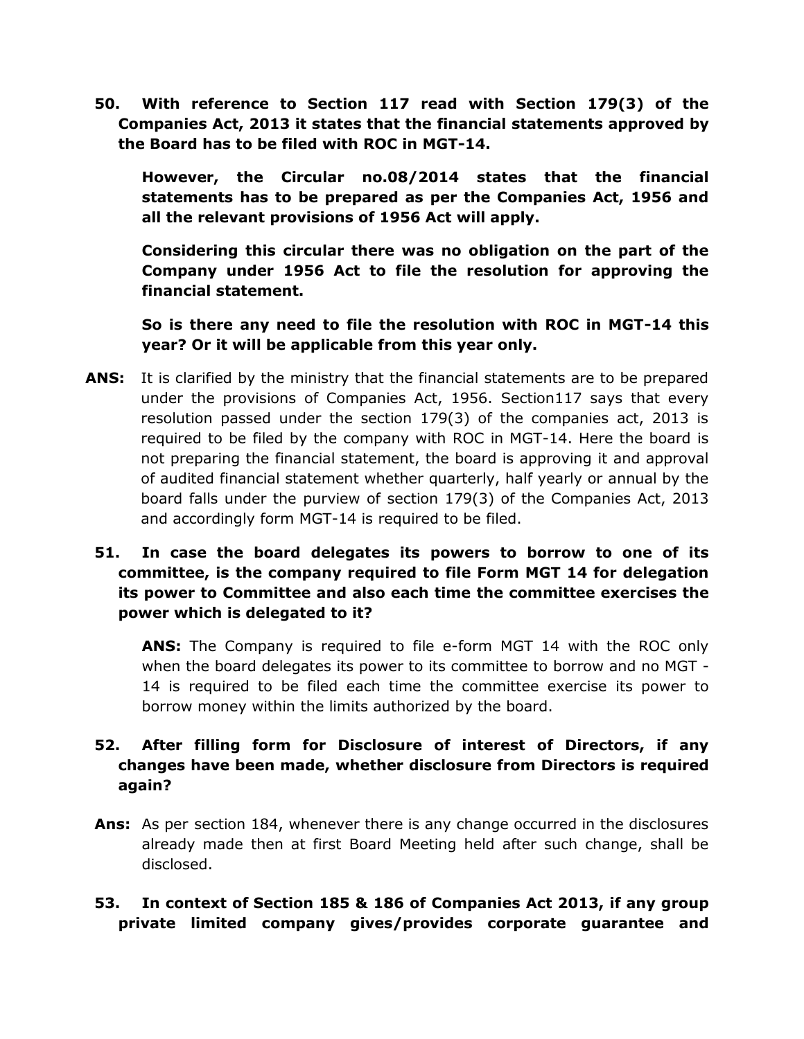**50. With reference to Section 117 read with Section 179(3) of the Companies Act, 2013 it states that the financial statements approved by the Board has to be filed with ROC in MGT-14.**

**However, the Circular no.08/2014 states that the financial statements has to be prepared as per the Companies Act, 1956 and all the relevant provisions of 1956 Act will apply.**

**Considering this circular there was no obligation on the part of the Company under 1956 Act to file the resolution for approving the financial statement.**

**So is there any need to file the resolution with ROC in MGT-14 this year? Or it will be applicable from this year only.**

**ANS:** It is clarified by the ministry that the financial statements are to be prepared under the provisions of Companies Act, 1956. Section117 says that every resolution passed under the section 179(3) of the companies act, 2013 is required to be filed by the company with ROC in MGT-14. Here the board is not preparing the financial statement, the board is approving it and approval of audited financial statement whether quarterly, half yearly or annual by the board falls under the purview of section 179(3) of the Companies Act, 2013 and accordingly form MGT-14 is required to be filed.

**51. In case the board delegates its powers to borrow to one of its committee, is the company required to file Form MGT 14 for delegation its power to Committee and also each time the committee exercises the power which is delegated to it?**

**ANS:** The Company is required to file e-form MGT 14 with the ROC only when the board delegates its power to its committee to borrow and no MGT - 14 is required to be filed each time the committee exercise its power to borrow money within the limits authorized by the board.

**52. After filling form for Disclosure of interest of Directors, if any changes have been made, whether disclosure from Directors is required again?**

**Ans:** As per section 184, whenever there is any change occurred in the disclosures already made then at first Board Meeting held after such change, shall be disclosed.

**53. In context of Section 185 & 186 of Companies Act 2013, if any group private limited company gives/provides corporate guarantee and**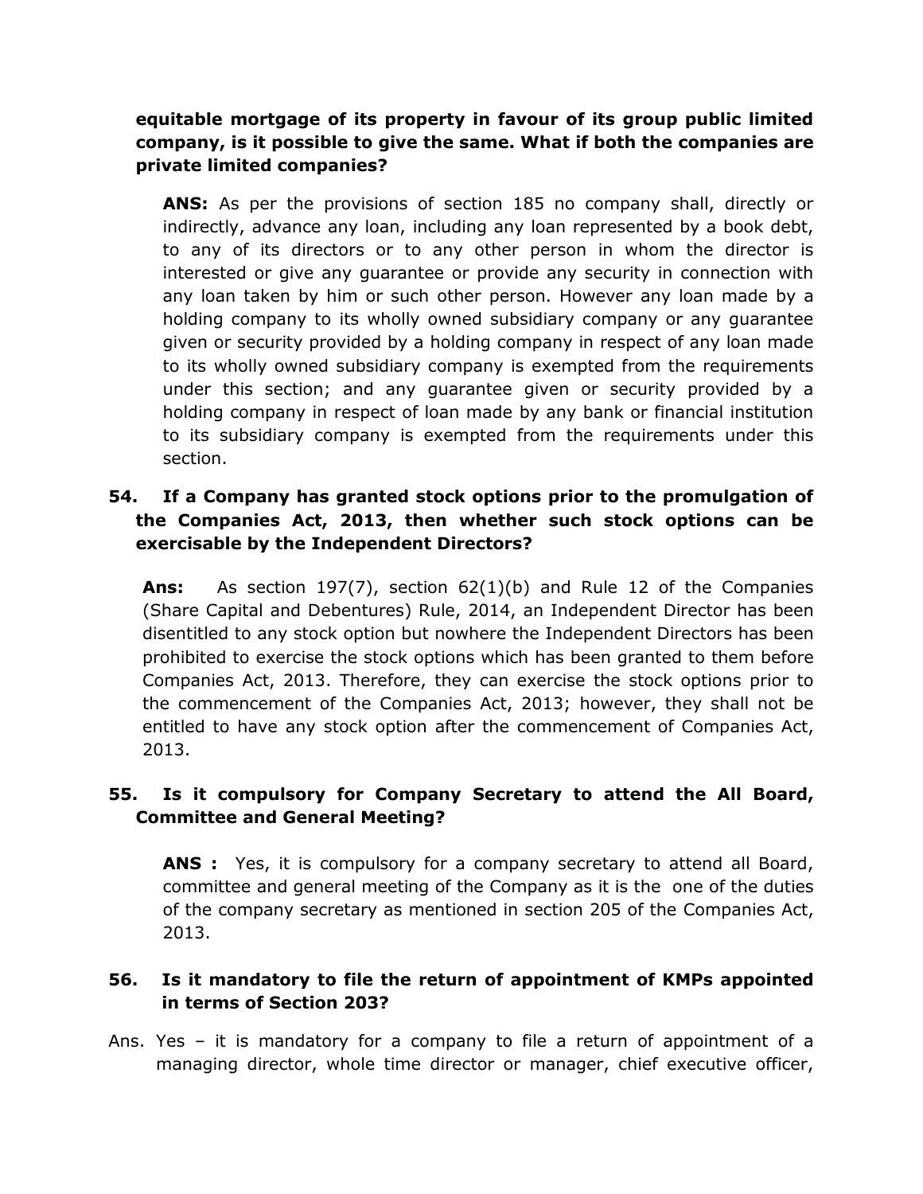**equitable mortgage of its property in favour of its group public limited company, is it possible to give the same. What if both the companies are private limited companies?**

**ANS:** As per the provisions of section 185 no company shall, directly or indirectly, advance any loan, including any loan represented by a book debt, to any of its directors or to any other person in whom the director is interested or give any guarantee or provide any security in connection with any loan taken by him or such other person. However any loan made by a holding company to its wholly owned subsidiary company or any guarantee given or security provided by a holding company in respect of any loan made to its wholly owned subsidiary company is exempted from the requirements under this section; and any guarantee given or security provided by a holding company in respect of loan made by any bank or financial institution to its subsidiary company is exempted from the requirements under this section.

**54. If a Company has granted stock options prior to the promulgation of the Companies Act, 2013, then whether such stock options can be exercisable by the Independent Directors?**

**Ans:** As section 197(7), section 62(1)(b) and Rule 12 of the Companies (Share Capital and Debentures) Rule, 2014, an Independent Director has been disentitled to any stock option but nowhere the Independent Directors has been prohibited to exercise the stock options which has been granted to them before Companies Act, 2013. Therefore, they can exercise the stock options prior to the commencement of the Companies Act, 2013; however, they shall not be entitled to have any stock option after the commencement of Companies Act, 2013.

**55. Is it compulsory for Company Secretary to attend the All Board, Committee and General Meeting?**

**ANS :** Yes, it is compulsory for a company secretary to attend all Board, committee and general meeting of the Company as it is the one of the duties of the company secretary as mentioned in section 205 of the Companies Act, 2013.

**56. Is it mandatory to file the return of appointment of KMPs appointed in terms of Section 203?**

Ans. Yes – it is mandatory for a company to file a return of appointment of a managing director, whole time director or manager, chief executive officer,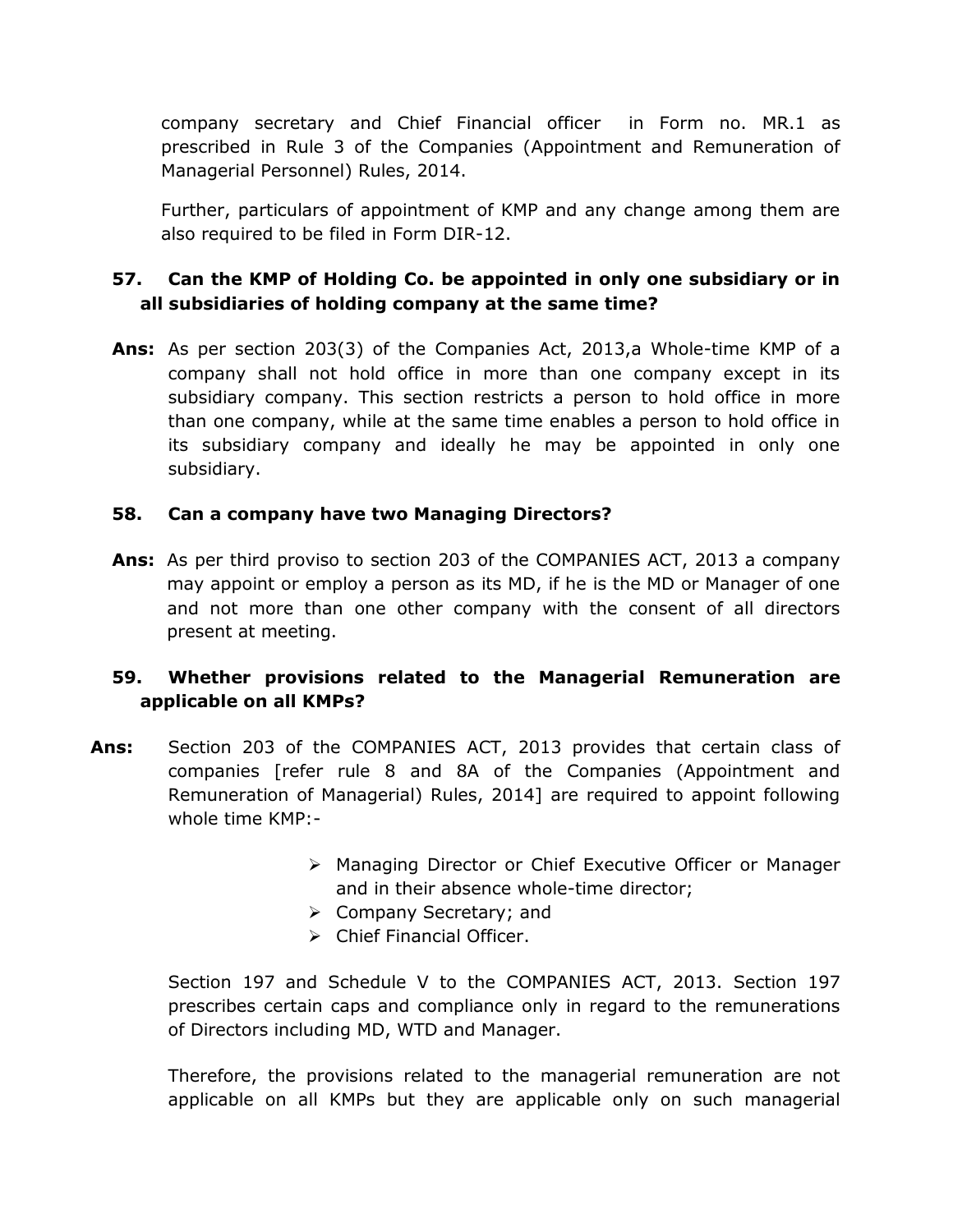company secretary and Chief Financial officer in Form no. MR.1 as prescribed in Rule 3 of the Companies (Appointment and Remuneration of Managerial Personnel) Rules, 2014.

Further, particulars of appointment of KMP and any change among them are also required to be filed in Form DIR-12.

**57. Can the KMP of Holding Co. be appointed in only one subsidiary or in all subsidiaries of holding company at the same time?**

**Ans:** As per section 203(3) of the Companies Act, 2013,a Whole-time KMP of a company shall not hold office in more than one company except in its subsidiary company. This section restricts a person to hold office in more than one company, while at the same time enables a person to hold office in its subsidiary company and ideally he may be appointed in only one subsidiary.

**58. Can a company have two Managing Directors?**

**Ans:** As per third proviso to section 203 of the COMPANIES ACT, 2013 a company may appoint or employ a person as its MD, if he is the MD or Manager of one and not more than one other company with the consent of all directors present at meeting.

**59. Whether provisions related to the Managerial Remuneration are applicable on all KMPs?**

**Ans:** Section 203 of the COMPANIES ACT, 2013 provides that certain class of companies [refer rule 8 and 8A of the Companies (Appointment and Remuneration of Managerial) Rules, 2014] are required to appoint following whole time KMP:-

- Managing Director or Chief Executive Officer or Manager and in their absence whole-time director;
- Company Secretary; and
- Chief Financial Officer.

Section 197 and Schedule V to the COMPANIES ACT, 2013. Section 197 prescribes certain caps and compliance only in regard to the remunerations of Directors including MD, WTD and Manager.

Therefore, the provisions related to the managerial remuneration are not applicable on all KMPs but they are applicable only on such managerial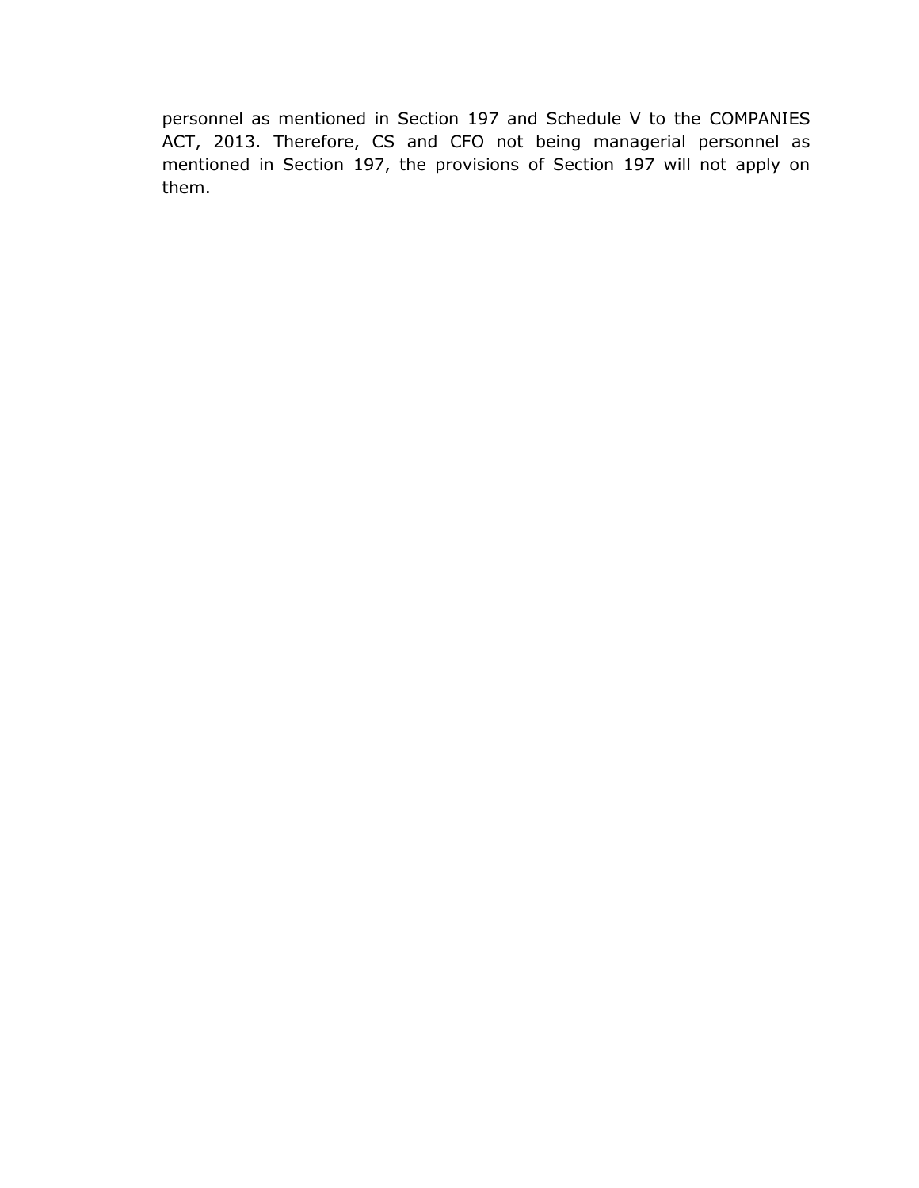personnel as mentioned in Section 197 and Schedule V to the COMPANIES ACT, 2013. Therefore, CS and CFO not being managerial personnel as mentioned in Section 197, the provisions of Section 197 will not apply on them.